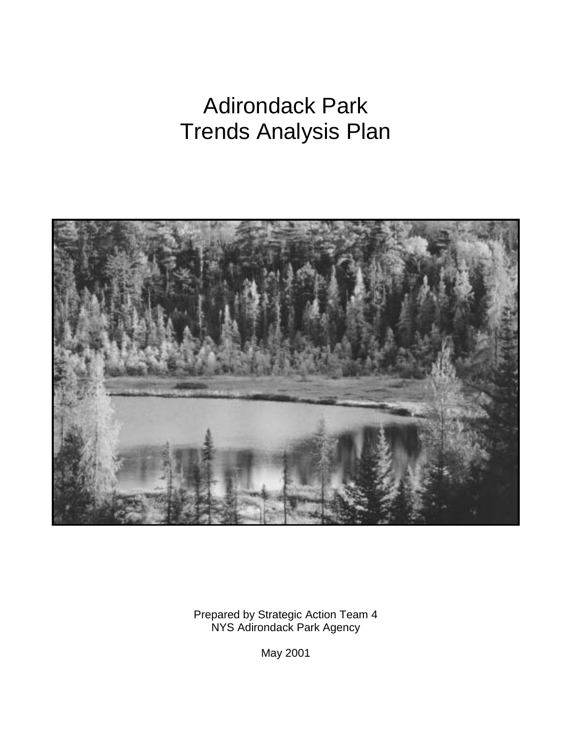# Adirondack Park
# Trends Analysis Plan

Prepared by Strategic Action Team 4
NYS Adirondack Park Agency

May 2001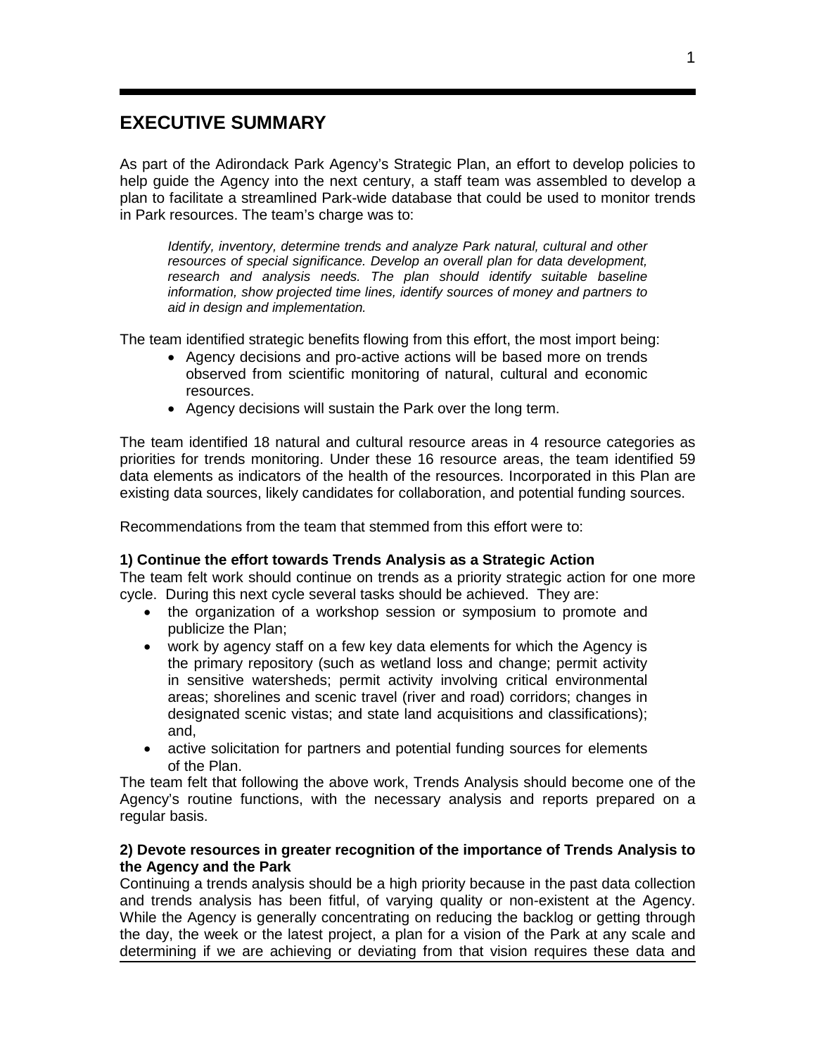# EXECUTIVE SUMMARY

As part of the Adirondack Park Agency's Strategic Plan, an effort to develop policies to help guide the Agency into the next century, a staff team was assembled to develop a plan to facilitate a streamlined Park-wide database that could be used to monitor trends in Park resources. The team's charge was to:

> *Identify, inventory, determine trends and analyze Park natural, cultural and other resources of special significance. Develop an overall plan for data development, research and analysis needs. The plan should identify suitable baseline information, show projected time lines, identify sources of money and partners to aid in design and implementation.*

The team identified strategic benefits flowing from this effort, the most import being:

- Agency decisions and pro-active actions will be based more on trends observed from scientific monitoring of natural, cultural and economic resources.
- Agency decisions will sustain the Park over the long term.

The team identified 18 natural and cultural resource areas in 4 resource categories as priorities for trends monitoring. Under these 16 resource areas, the team identified 59 data elements as indicators of the health of the resources. Incorporated in this Plan are existing data sources, likely candidates for collaboration, and potential funding sources.

Recommendations from the team that stemmed from this effort were to:

**1) Continue the effort towards Trends Analysis as a Strategic Action**

The team felt work should continue on trends as a priority strategic action for one more cycle. During this next cycle several tasks should be achieved. They are:

- the organization of a workshop session or symposium to promote and publicize the Plan;
- work by agency staff on a few key data elements for which the Agency is the primary repository (such as wetland loss and change; permit activity in sensitive watersheds; permit activity involving critical environmental areas; shorelines and scenic travel (river and road) corridors; changes in designated scenic vistas; and state land acquisitions and classifications); and,
- active solicitation for partners and potential funding sources for elements of the Plan.

The team felt that following the above work, Trends Analysis should become one of the Agency's routine functions, with the necessary analysis and reports prepared on a regular basis.

**2) Devote resources in greater recognition of the importance of Trends Analysis to the Agency and the Park**

Continuing a trends analysis should be a high priority because in the past data collection and trends analysis has been fitful, of varying quality or non-existent at the Agency. While the Agency is generally concentrating on reducing the backlog or getting through the day, the week or the latest project, a plan for a vision of the Park at any scale and determining if we are achieving or deviating from that vision requires these data and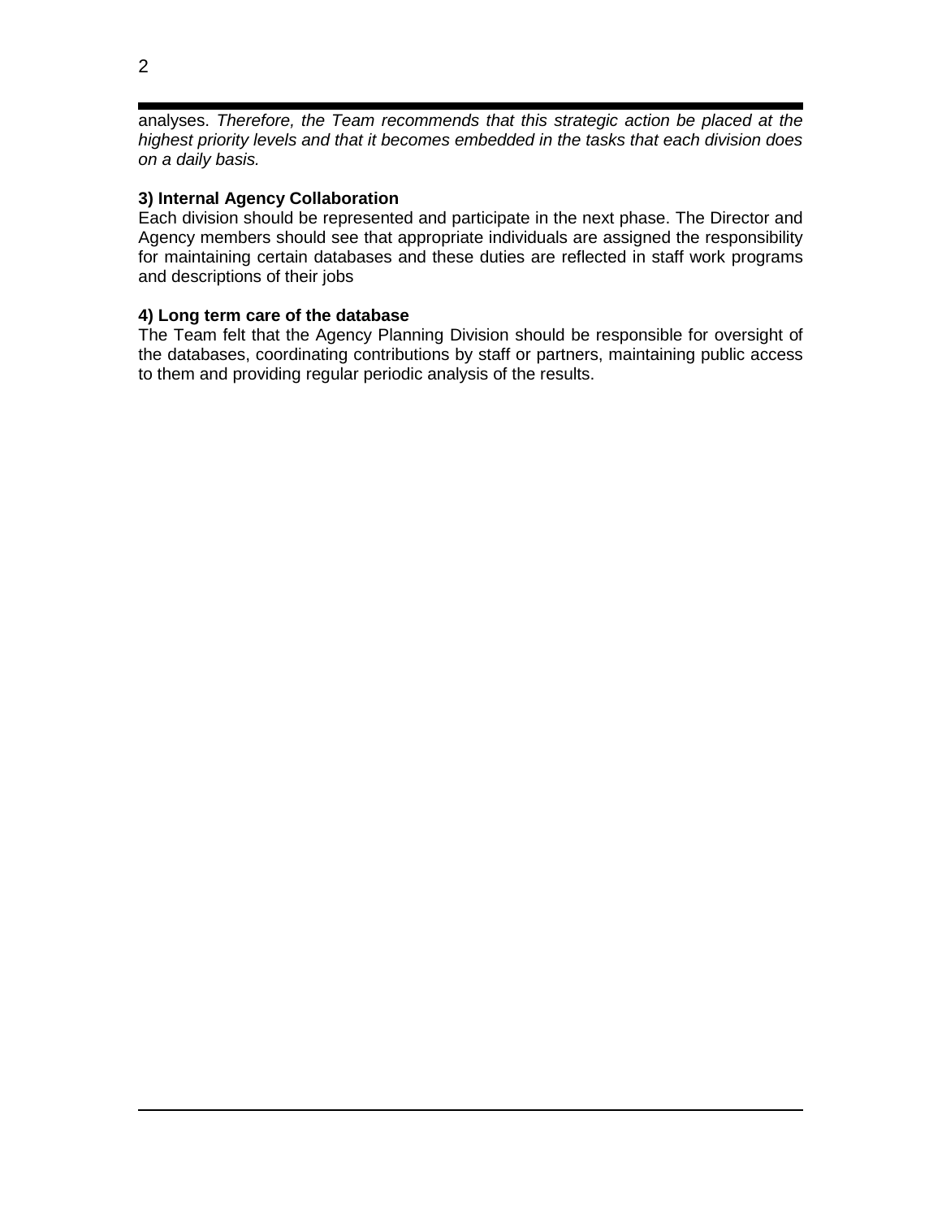analyses. *Therefore, the Team recommends that this strategic action be placed at the highest priority levels and that it becomes embedded in the tasks that each division does on a daily basis.*

**3) Internal Agency Collaboration**

Each division should be represented and participate in the next phase. The Director and Agency members should see that appropriate individuals are assigned the responsibility for maintaining certain databases and these duties are reflected in staff work programs and descriptions of their jobs

**4) Long term care of the database**

The Team felt that the Agency Planning Division should be responsible for oversight of the databases, coordinating contributions by staff or partners, maintaining public access to them and providing regular periodic analysis of the results.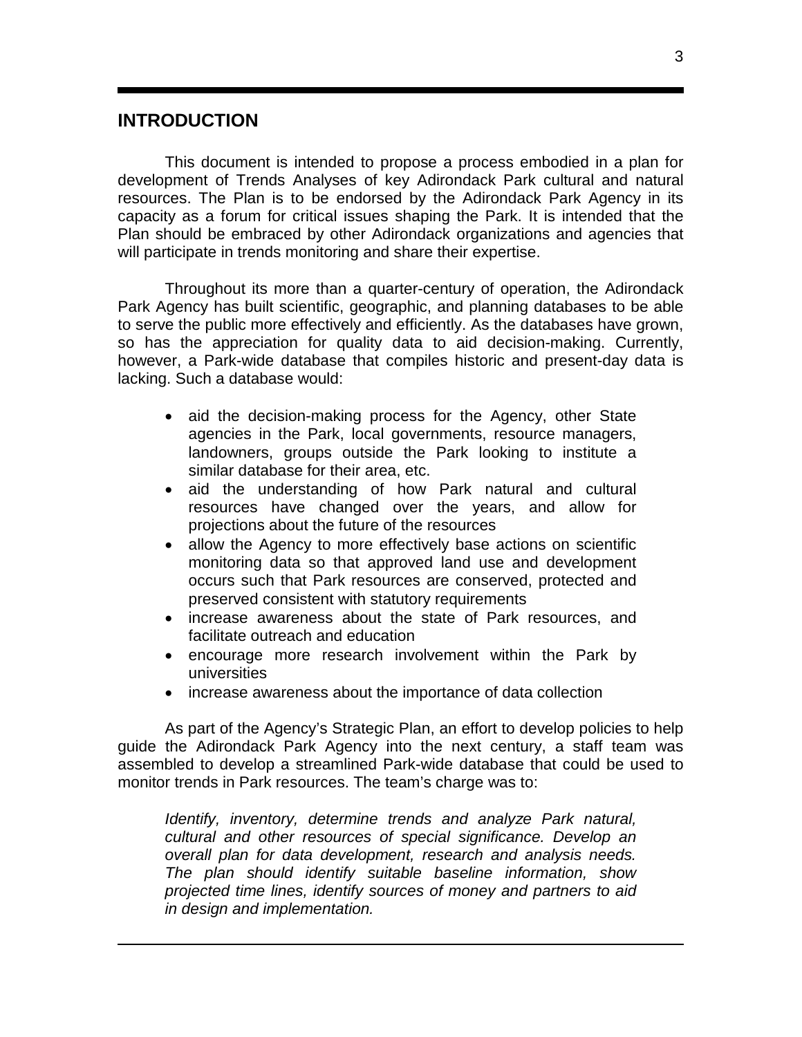## INTRODUCTION

This document is intended to propose a process embodied in a plan for development of Trends Analyses of key Adirondack Park cultural and natural resources. The Plan is to be endorsed by the Adirondack Park Agency in its capacity as a forum for critical issues shaping the Park. It is intended that the Plan should be embraced by other Adirondack organizations and agencies that will participate in trends monitoring and share their expertise.

Throughout its more than a quarter-century of operation, the Adirondack Park Agency has built scientific, geographic, and planning databases to be able to serve the public more effectively and efficiently. As the databases have grown, so has the appreciation for quality data to aid decision-making. Currently, however, a Park-wide database that compiles historic and present-day data is lacking. Such a database would:

- aid the decision-making process for the Agency, other State agencies in the Park, local governments, resource managers, landowners, groups outside the Park looking to institute a similar database for their area, etc.
- aid the understanding of how Park natural and cultural resources have changed over the years, and allow for projections about the future of the resources
- allow the Agency to more effectively base actions on scientific monitoring data so that approved land use and development occurs such that Park resources are conserved, protected and preserved consistent with statutory requirements
- increase awareness about the state of Park resources, and facilitate outreach and education
- encourage more research involvement within the Park by universities
- increase awareness about the importance of data collection

As part of the Agency's Strategic Plan, an effort to develop policies to help guide the Adirondack Park Agency into the next century, a staff team was assembled to develop a streamlined Park-wide database that could be used to monitor trends in Park resources. The team's charge was to:

*Identify, inventory, determine trends and analyze Park natural, cultural and other resources of special significance. Develop an overall plan for data development, research and analysis needs. The plan should identify suitable baseline information, show projected time lines, identify sources of money and partners to aid in design and implementation.*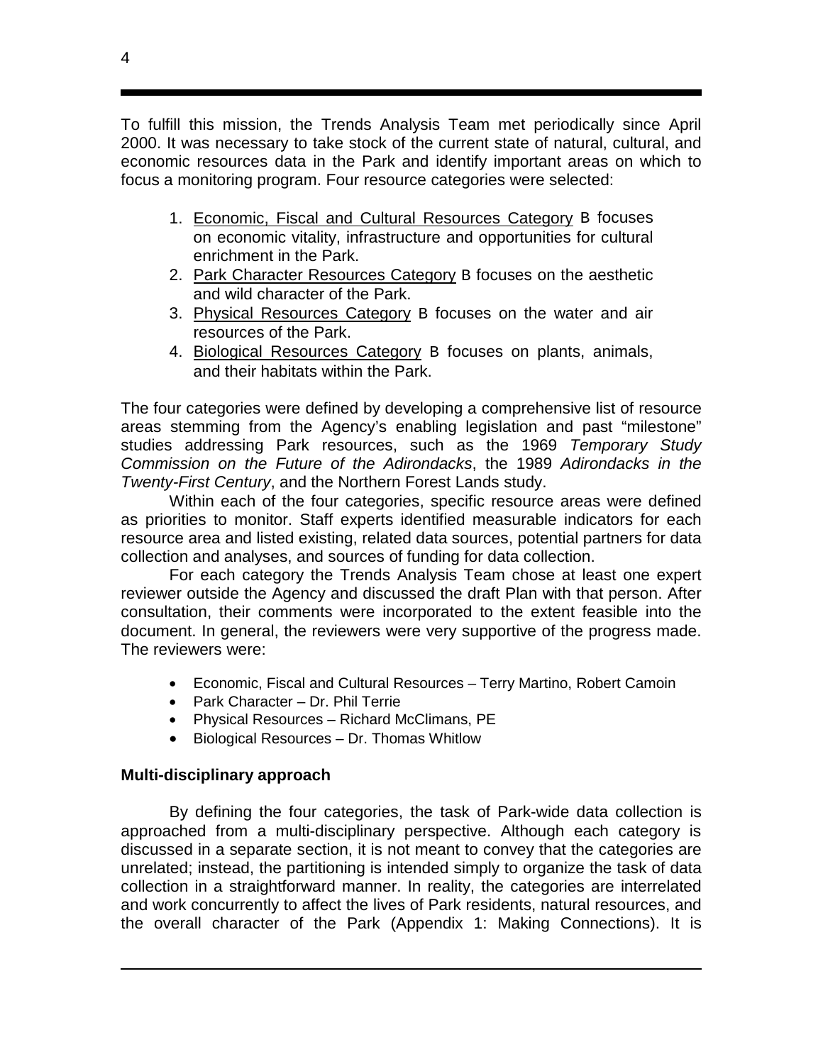To fulfill this mission, the Trends Analysis Team met periodically since April 2000. It was necessary to take stock of the current state of natural, cultural, and economic resources data in the Park and identify important areas on which to focus a monitoring program. Four resource categories were selected:

1. Economic, Fiscal and Cultural Resources Category B focuses on economic vitality, infrastructure and opportunities for cultural enrichment in the Park.
2. Park Character Resources Category B focuses on the aesthetic and wild character of the Park.
3. Physical Resources Category B focuses on the water and air resources of the Park.
4. Biological Resources Category B focuses on plants, animals, and their habitats within the Park.

The four categories were defined by developing a comprehensive list of resource areas stemming from the Agency's enabling legislation and past "milestone" studies addressing Park resources, such as the 1969 *Temporary Study Commission on the Future of the Adirondacks*, the 1989 *Adirondacks in the Twenty-First Century*, and the Northern Forest Lands study.

Within each of the four categories, specific resource areas were defined as priorities to monitor. Staff experts identified measurable indicators for each resource area and listed existing, related data sources, potential partners for data collection and analyses, and sources of funding for data collection.

For each category the Trends Analysis Team chose at least one expert reviewer outside the Agency and discussed the draft Plan with that person. After consultation, their comments were incorporated to the extent feasible into the document. In general, the reviewers were very supportive of the progress made. The reviewers were:

- Economic, Fiscal and Cultural Resources – Terry Martino, Robert Camoin
- Park Character – Dr. Phil Terrie
- Physical Resources – Richard McClimans, PE
- Biological Resources – Dr. Thomas Whitlow

**Multi-disciplinary approach**

By defining the four categories, the task of Park-wide data collection is approached from a multi-disciplinary perspective. Although each category is discussed in a separate section, it is not meant to convey that the categories are unrelated; instead, the partitioning is intended simply to organize the task of data collection in a straightforward manner. In reality, the categories are interrelated and work concurrently to affect the lives of Park residents, natural resources, and the overall character of the Park (Appendix 1: Making Connections). It is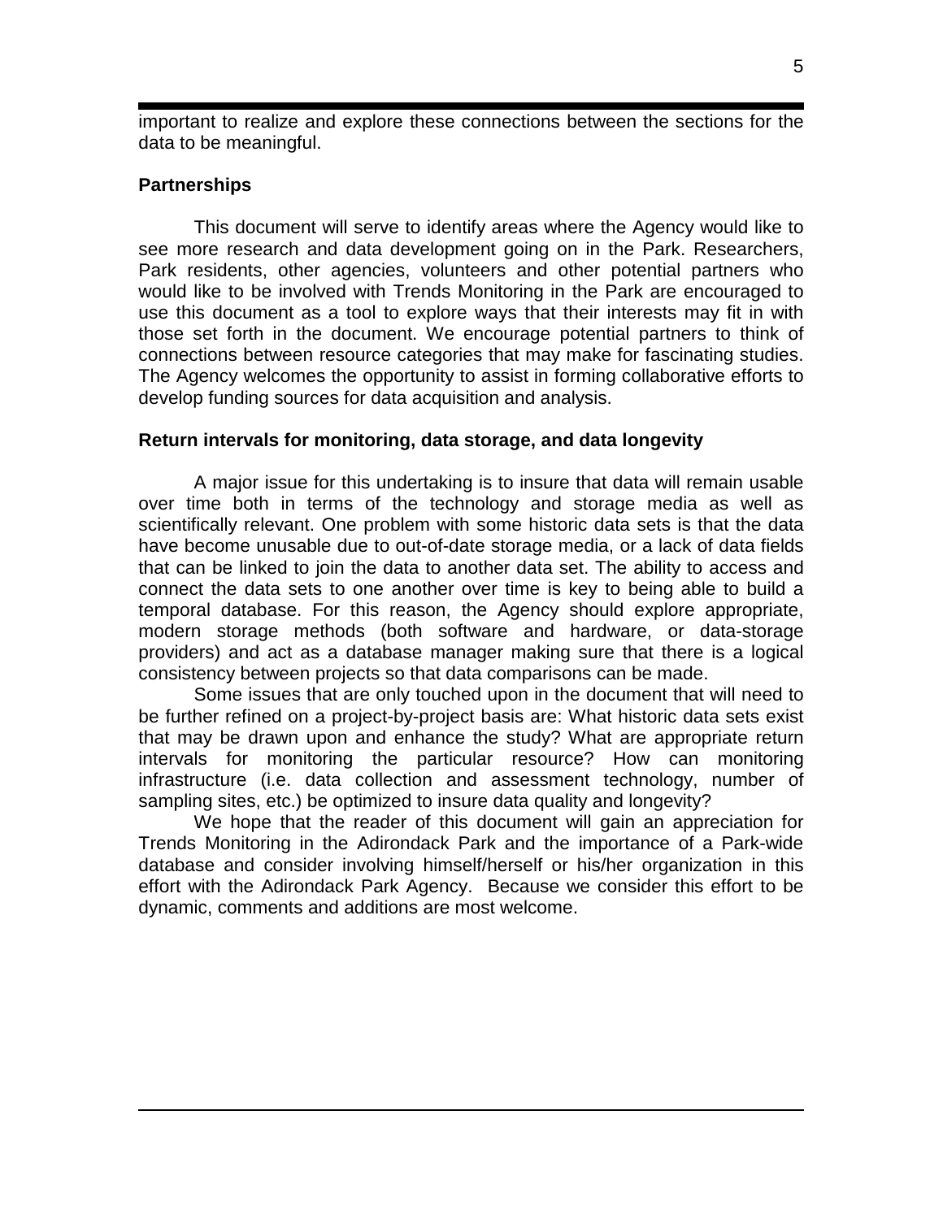important to realize and explore these connections between the sections for the data to be meaningful.

**Partnerships**

This document will serve to identify areas where the Agency would like to see more research and data development going on in the Park. Researchers, Park residents, other agencies, volunteers and other potential partners who would like to be involved with Trends Monitoring in the Park are encouraged to use this document as a tool to explore ways that their interests may fit in with those set forth in the document. We encourage potential partners to think of connections between resource categories that may make for fascinating studies. The Agency welcomes the opportunity to assist in forming collaborative efforts to develop funding sources for data acquisition and analysis.

**Return intervals for monitoring, data storage, and data longevity**

A major issue for this undertaking is to insure that data will remain usable over time both in terms of the technology and storage media as well as scientifically relevant. One problem with some historic data sets is that the data have become unusable due to out-of-date storage media, or a lack of data fields that can be linked to join the data to another data set. The ability to access and connect the data sets to one another over time is key to being able to build a temporal database. For this reason, the Agency should explore appropriate, modern storage methods (both software and hardware, or data-storage providers) and act as a database manager making sure that there is a logical consistency between projects so that data comparisons can be made.

Some issues that are only touched upon in the document that will need to be further refined on a project-by-project basis are: What historic data sets exist that may be drawn upon and enhance the study? What are appropriate return intervals for monitoring the particular resource? How can monitoring infrastructure (i.e. data collection and assessment technology, number of sampling sites, etc.) be optimized to insure data quality and longevity?

We hope that the reader of this document will gain an appreciation for Trends Monitoring in the Adirondack Park and the importance of a Park-wide database and consider involving himself/herself or his/her organization in this effort with the Adirondack Park Agency. Because we consider this effort to be dynamic, comments and additions are most welcome.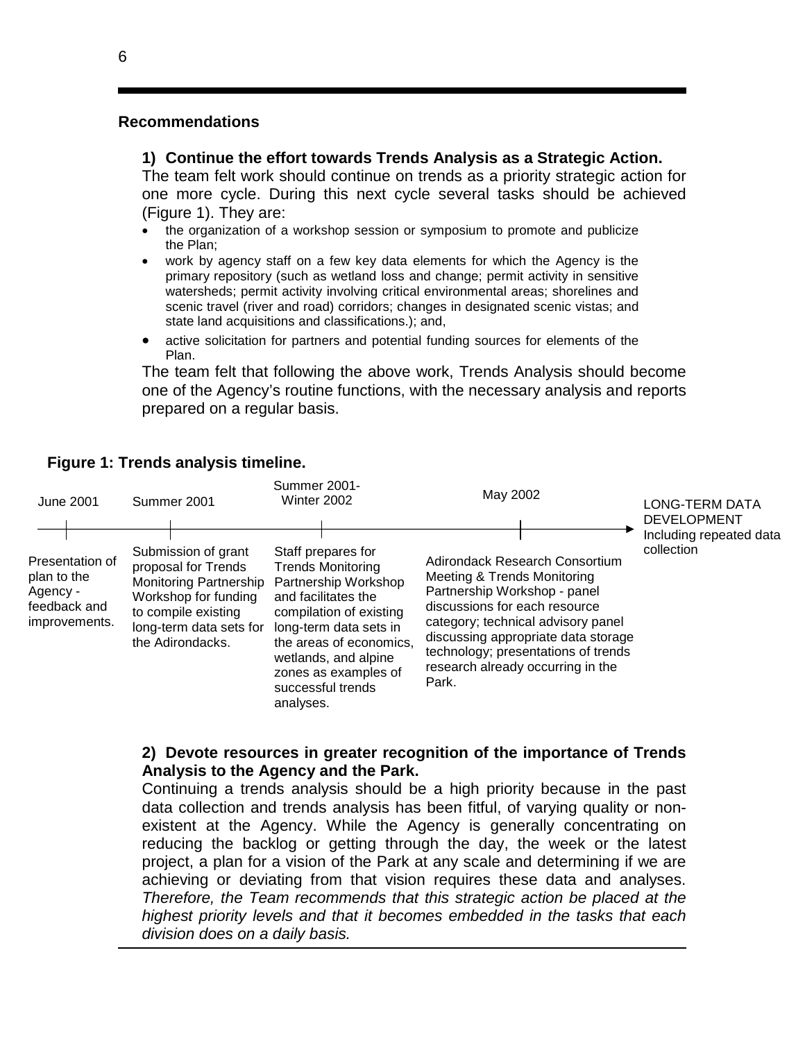## Recommendations

### 1) Continue the effort towards Trends Analysis as a Strategic Action.

The team felt work should continue on trends as a priority strategic action for one more cycle. During this next cycle several tasks should be achieved (Figure 1). They are:

- the organization of a workshop session or symposium to promote and publicize the Plan;
- work by agency staff on a few key data elements for which the Agency is the primary repository (such as wetland loss and change; permit activity in sensitive watersheds; permit activity involving critical environmental areas; shorelines and scenic travel (river and road) corridors; changes in designated scenic vistas; and state land acquisitions and classifications.); and,
- active solicitation for partners and potential funding sources for elements of the Plan.

The team felt that following the above work, Trends Analysis should become one of the Agency's routine functions, with the necessary analysis and reports prepared on a regular basis.

**Figure 1: Trends analysis timeline.**

| June 2001 | Summer 2001 | Summer 2001-Winter 2002 | May 2002 | LONG-TERM DATA DEVELOPMENT Including repeated data collection |
|---|---|---|---|---|
| Presentation of plan to the Agency - feedback and improvements. | Submission of grant proposal for Trends Monitoring Partnership Workshop for funding to compile existing long-term data sets for the Adirondacks. | Staff prepares for Trends Monitoring Partnership Workshop and facilitates the compilation of existing long-term data sets in the areas of economics, wetlands, and alpine zones as examples of successful trends analyses. | Adirondack Research Consortium Meeting & Trends Monitoring Partnership Workshop - panel discussions for each resource category; technical advisory panel discussing appropriate data storage technology; presentations of trends research already occurring in the Park. | |

### 2) Devote resources in greater recognition of the importance of Trends Analysis to the Agency and the Park.

Continuing a trends analysis should be a high priority because in the past data collection and trends analysis has been fitful, of varying quality or non-existent at the Agency. While the Agency is generally concentrating on reducing the backlog or getting through the day, the week or the latest project, a plan for a vision of the Park at any scale and determining if we are achieving or deviating from that vision requires these data and analyses. *Therefore, the Team recommends that this strategic action be placed at the highest priority levels and that it becomes embedded in the tasks that each division does on a daily basis.*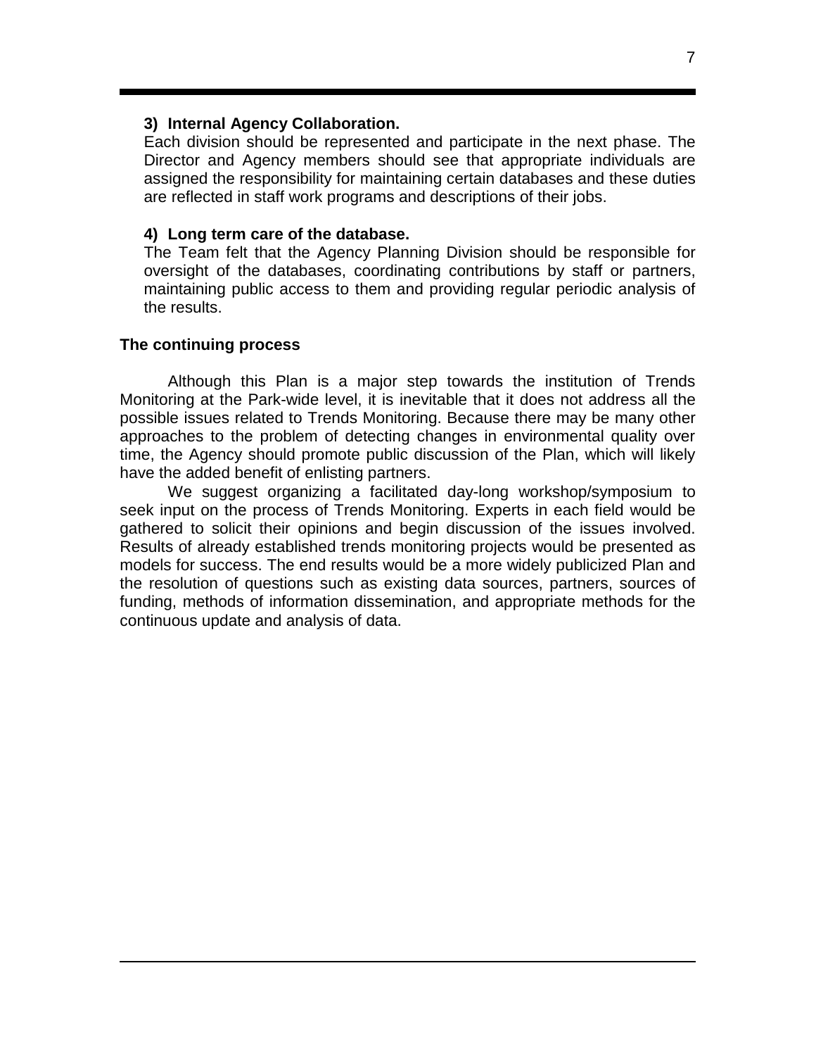**3) Internal Agency Collaboration.**

Each division should be represented and participate in the next phase. The Director and Agency members should see that appropriate individuals are assigned the responsibility for maintaining certain databases and these duties are reflected in staff work programs and descriptions of their jobs.

**4) Long term care of the database.**

The Team felt that the Agency Planning Division should be responsible for oversight of the databases, coordinating contributions by staff or partners, maintaining public access to them and providing regular periodic analysis of the results.

**The continuing process**

Although this Plan is a major step towards the institution of Trends Monitoring at the Park-wide level, it is inevitable that it does not address all the possible issues related to Trends Monitoring. Because there may be many other approaches to the problem of detecting changes in environmental quality over time, the Agency should promote public discussion of the Plan, which will likely have the added benefit of enlisting partners.

We suggest organizing a facilitated day-long workshop/symposium to seek input on the process of Trends Monitoring. Experts in each field would be gathered to solicit their opinions and begin discussion of the issues involved. Results of already established trends monitoring projects would be presented as models for success. The end results would be a more widely publicized Plan and the resolution of questions such as existing data sources, partners, sources of funding, methods of information dissemination, and appropriate methods for the continuous update and analysis of data.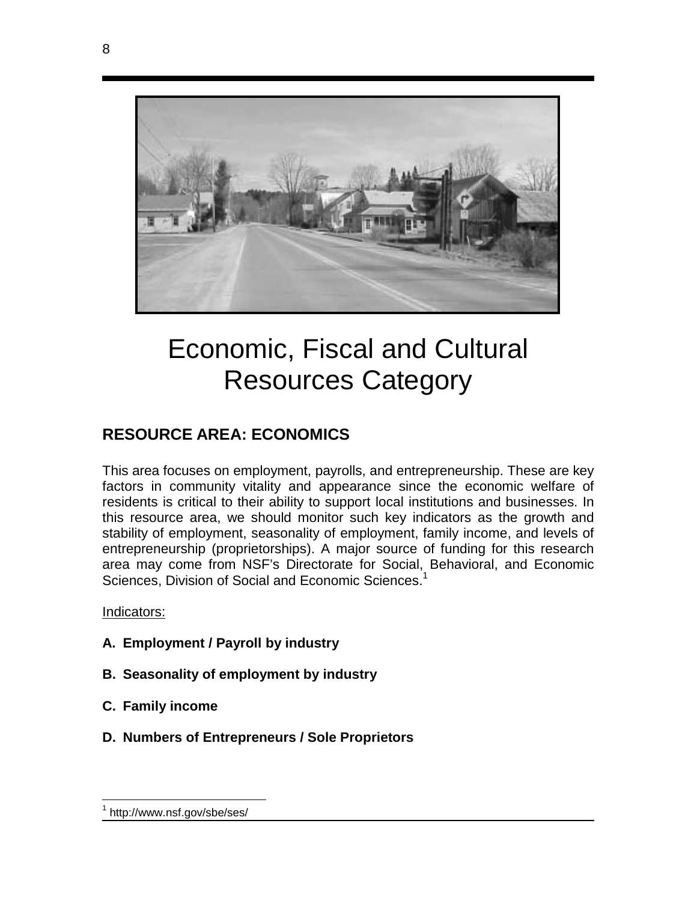# Economic, Fiscal and Cultural Resources Category

## RESOURCE AREA: ECONOMICS

This area focuses on employment, payrolls, and entrepreneurship. These are key factors in community vitality and appearance since the economic welfare of residents is critical to their ability to support local institutions and businesses. In this resource area, we should monitor such key indicators as the growth and stability of employment, seasonality of employment, family income, and levels of entrepreneurship (proprietorships). A major source of funding for this research area may come from NSF's Directorate for Social, Behavioral, and Economic Sciences, Division of Social and Economic Sciences.[1]

Indicators:

**A. Employment / Payroll by industry**

**B. Seasonality of employment by industry**

**C. Family income**

**D. Numbers of Entrepreneurs / Sole Proprietors**

[1] http://www.nsf.gov/sbe/ses/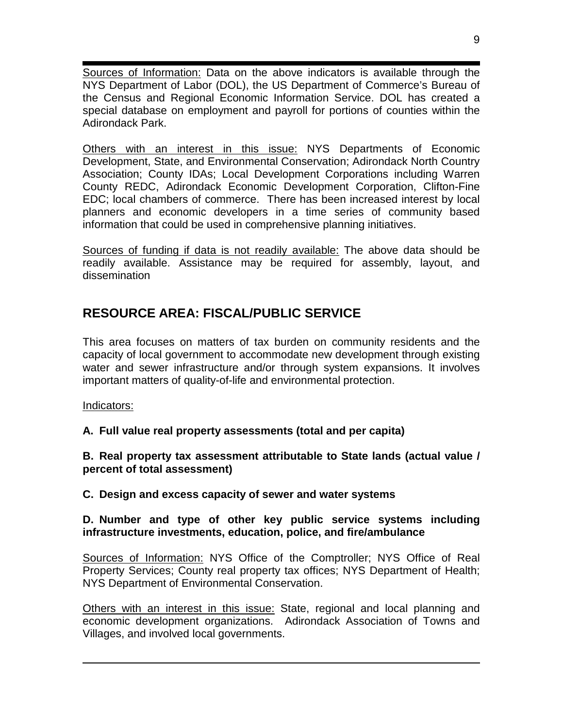Sources of Information: Data on the above indicators is available through the NYS Department of Labor (DOL), the US Department of Commerce's Bureau of the Census and Regional Economic Information Service. DOL has created a special database on employment and payroll for portions of counties within the Adirondack Park.

Others with an interest in this issue: NYS Departments of Economic Development, State, and Environmental Conservation; Adirondack North Country Association; County IDAs; Local Development Corporations including Warren County REDC, Adirondack Economic Development Corporation, Clifton-Fine EDC; local chambers of commerce. There has been increased interest by local planners and economic developers in a time series of community based information that could be used in comprehensive planning initiatives.

Sources of funding if data is not readily available: The above data should be readily available. Assistance may be required for assembly, layout, and dissemination

## RESOURCE AREA: FISCAL/PUBLIC SERVICE

This area focuses on matters of tax burden on community residents and the capacity of local government to accommodate new development through existing water and sewer infrastructure and/or through system expansions. It involves important matters of quality-of-life and environmental protection.

Indicators:

**A. Full value real property assessments (total and per capita)**

**B. Real property tax assessment attributable to State lands (actual value / percent of total assessment)**

**C. Design and excess capacity of sewer and water systems**

**D. Number and type of other key public service systems including infrastructure investments, education, police, and fire/ambulance**

Sources of Information: NYS Office of the Comptroller; NYS Office of Real Property Services; County real property tax offices; NYS Department of Health; NYS Department of Environmental Conservation.

Others with an interest in this issue: State, regional and local planning and economic development organizations. Adirondack Association of Towns and Villages, and involved local governments.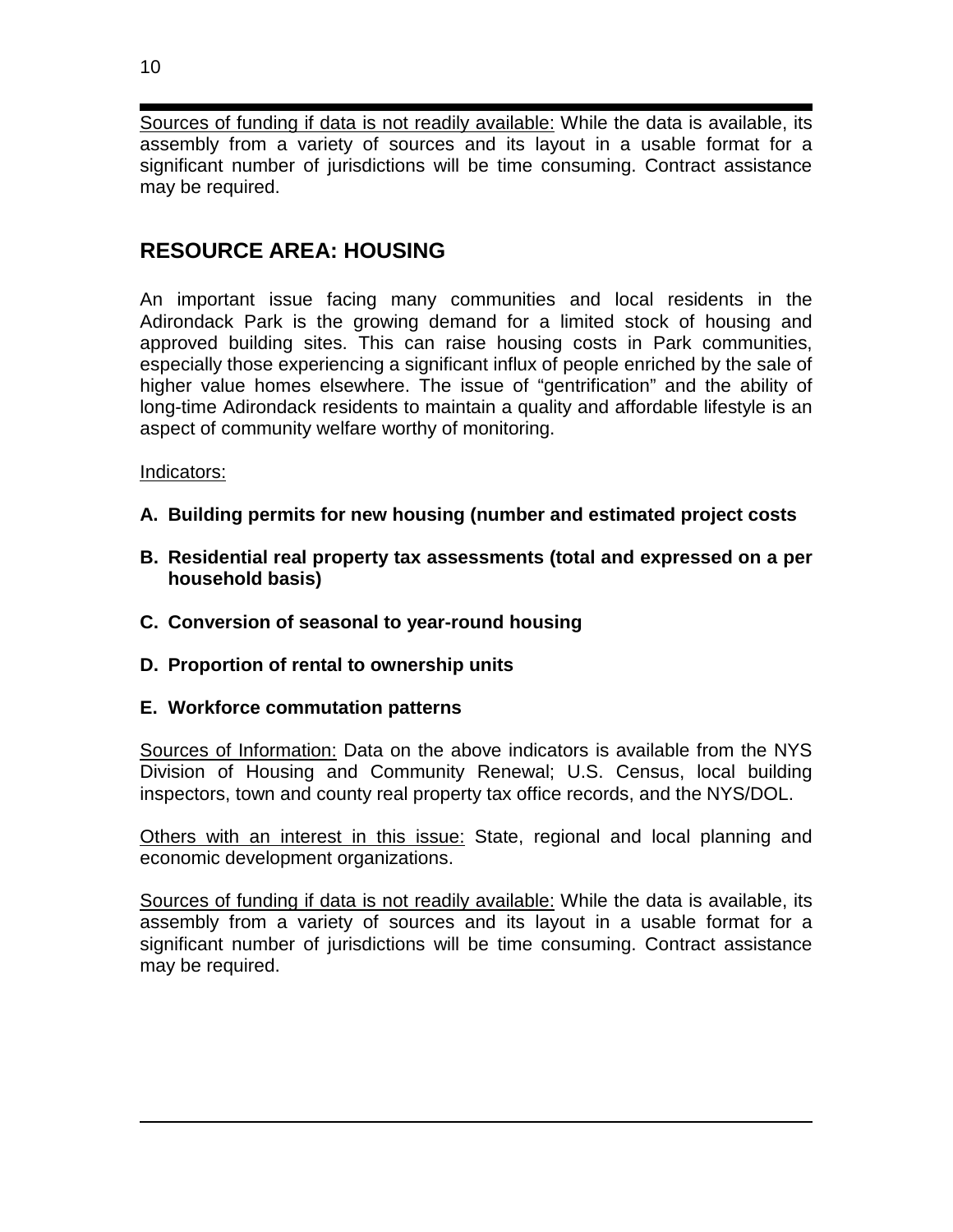Sources of funding if data is not readily available: While the data is available, its assembly from a variety of sources and its layout in a usable format for a significant number of jurisdictions will be time consuming. Contract assistance may be required.

## RESOURCE AREA: HOUSING

An important issue facing many communities and local residents in the Adirondack Park is the growing demand for a limited stock of housing and approved building sites. This can raise housing costs in Park communities, especially those experiencing a significant influx of people enriched by the sale of higher value homes elsewhere. The issue of "gentrification" and the ability of long-time Adirondack residents to maintain a quality and affordable lifestyle is an aspect of community welfare worthy of monitoring.

Indicators:

**A. Building permits for new housing (number and estimated project costs**

**B. Residential real property tax assessments (total and expressed on a per household basis)**

**C. Conversion of seasonal to year-round housing**

**D. Proportion of rental to ownership units**

**E. Workforce commutation patterns**

Sources of Information: Data on the above indicators is available from the NYS Division of Housing and Community Renewal; U.S. Census, local building inspectors, town and county real property tax office records, and the NYS/DOL.

Others with an interest in this issue: State, regional and local planning and economic development organizations.

Sources of funding if data is not readily available: While the data is available, its assembly from a variety of sources and its layout in a usable format for a significant number of jurisdictions will be time consuming. Contract assistance may be required.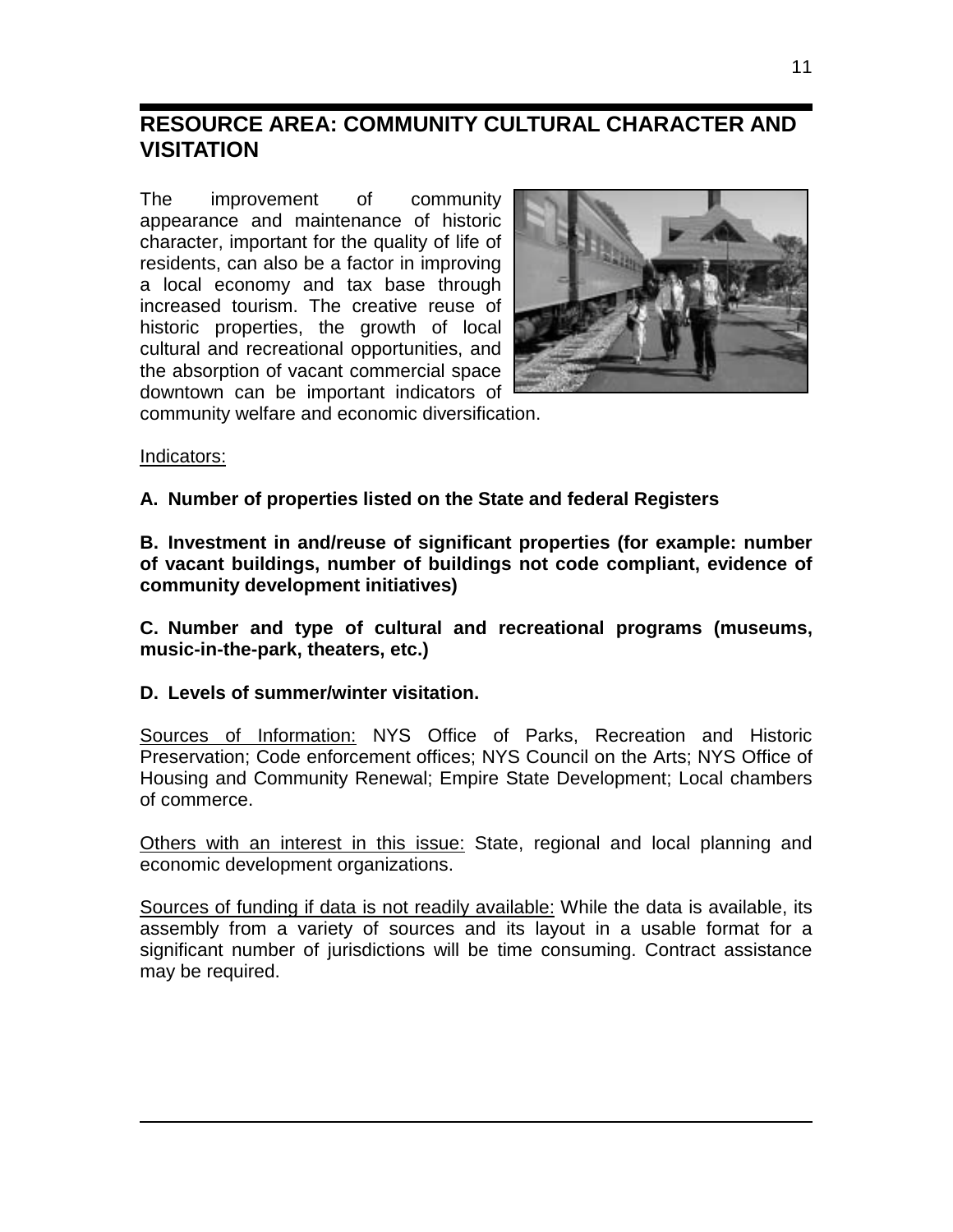## RESOURCE AREA: COMMUNITY CULTURAL CHARACTER AND VISITATION

The improvement of community appearance and maintenance of historic character, important for the quality of life of residents, can also be a factor in improving a local economy and tax base through increased tourism. The creative reuse of historic properties, the growth of local cultural and recreational opportunities, and the absorption of vacant commercial space downtown can be important indicators of community welfare and economic diversification.

Indicators:

**A. Number of properties listed on the State and federal Registers**

**B. Investment in and/reuse of significant properties (for example: number of vacant buildings, number of buildings not code compliant, evidence of community development initiatives)**

**C. Number and type of cultural and recreational programs (museums, music-in-the-park, theaters, etc.)**

**D. Levels of summer/winter visitation.**

Sources of Information: NYS Office of Parks, Recreation and Historic Preservation; Code enforcement offices; NYS Council on the Arts; NYS Office of Housing and Community Renewal; Empire State Development; Local chambers of commerce.

Others with an interest in this issue: State, regional and local planning and economic development organizations.

Sources of funding if data is not readily available: While the data is available, its assembly from a variety of sources and its layout in a usable format for a significant number of jurisdictions will be time consuming. Contract assistance may be required.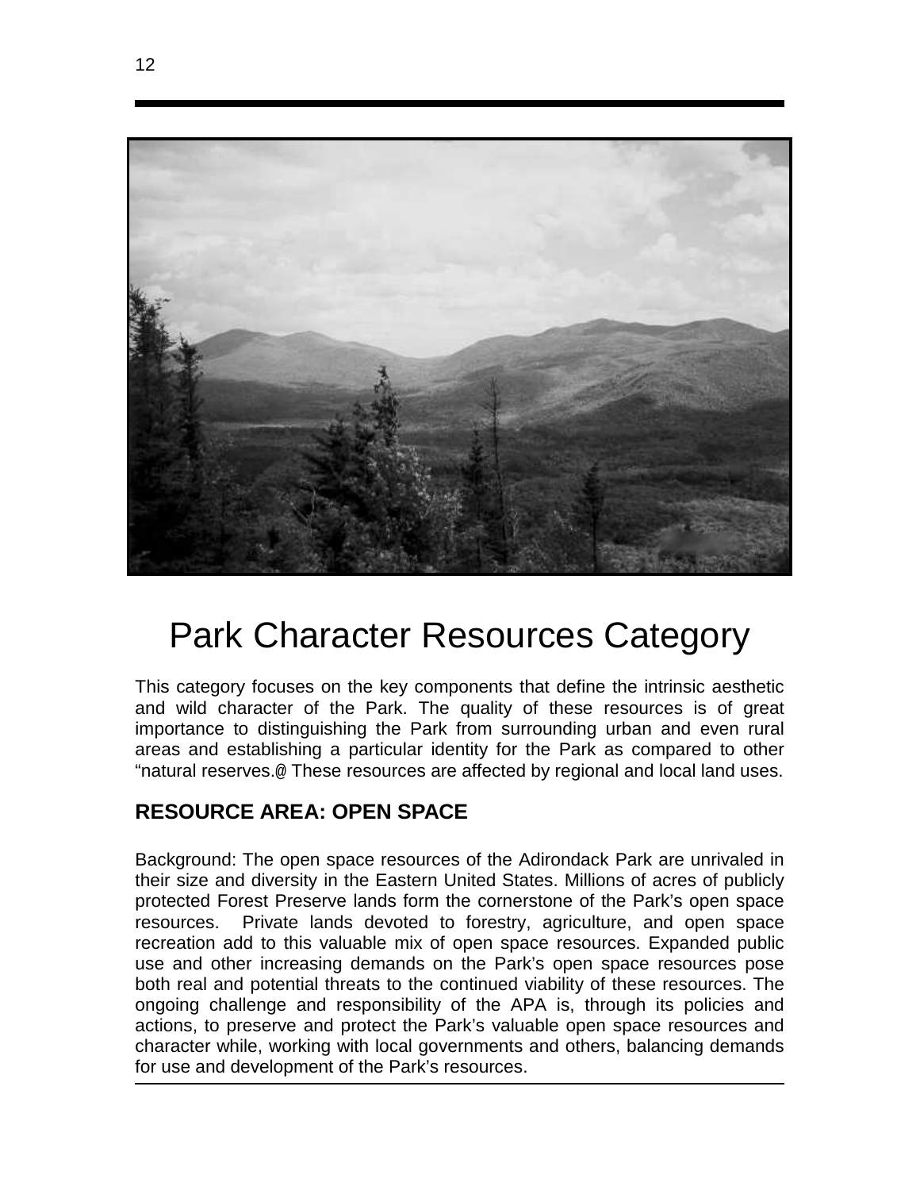# Park Character Resources Category

This category focuses on the key components that define the intrinsic aesthetic and wild character of the Park. The quality of these resources is of great importance to distinguishing the Park from surrounding urban and even rural areas and establishing a particular identity for the Park as compared to other “natural reserves.@ These resources are affected by regional and local land uses.

## RESOURCE AREA: OPEN SPACE

Background: The open space resources of the Adirondack Park are unrivaled in their size and diversity in the Eastern United States. Millions of acres of publicly protected Forest Preserve lands form the cornerstone of the Park’s open space resources. Private lands devoted to forestry, agriculture, and open space recreation add to this valuable mix of open space resources. Expanded public use and other increasing demands on the Park’s open space resources pose both real and potential threats to the continued viability of these resources. The ongoing challenge and responsibility of the APA is, through its policies and actions, to preserve and protect the Park’s valuable open space resources and character while, working with local governments and others, balancing demands for use and development of the Park’s resources.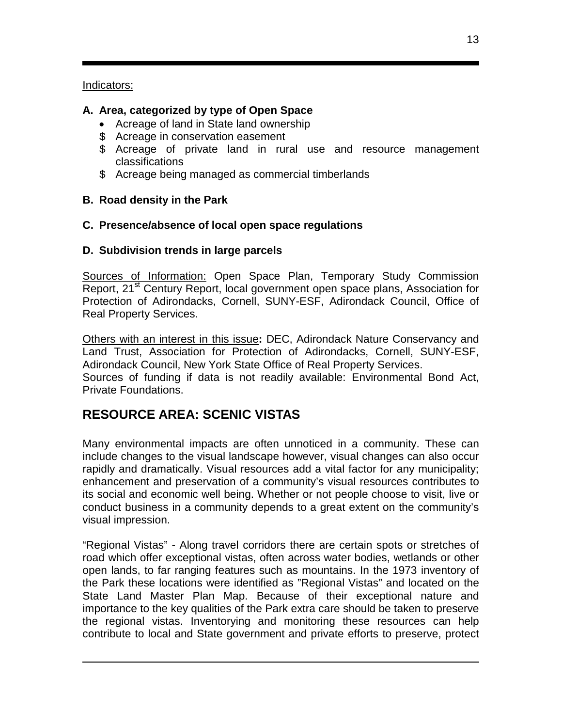Indicators:

**A. Area, categorized by type of Open Space**

- Acreage of land in State land ownership
- Acreage in conservation easement
- Acreage of private land in rural use and resource management classifications
- Acreage being managed as commercial timberlands

**B. Road density in the Park**

**C. Presence/absence of local open space regulations**

**D. Subdivision trends in large parcels**

Sources of Information: Open Space Plan, Temporary Study Commission Report, 21st Century Report, local government open space plans, Association for Protection of Adirondacks, Cornell, SUNY-ESF, Adirondack Council, Office of Real Property Services.

Others with an interest in this issue**:** DEC, Adirondack Nature Conservancy and Land Trust, Association for Protection of Adirondacks, Cornell, SUNY-ESF, Adirondack Council, New York State Office of Real Property Services.
Sources of funding if data is not readily available: Environmental Bond Act, Private Foundations.

## RESOURCE AREA: SCENIC VISTAS

Many environmental impacts are often unnoticed in a community. These can include changes to the visual landscape however, visual changes can also occur rapidly and dramatically. Visual resources add a vital factor for any municipality; enhancement and preservation of a community's visual resources contributes to its social and economic well being. Whether or not people choose to visit, live or conduct business in a community depends to a great extent on the community's visual impression.

"Regional Vistas" - Along travel corridors there are certain spots or stretches of road which offer exceptional vistas, often across water bodies, wetlands or other open lands, to far ranging features such as mountains. In the 1973 inventory of the Park these locations were identified as "Regional Vistas" and located on the State Land Master Plan Map. Because of their exceptional nature and importance to the key qualities of the Park extra care should be taken to preserve the regional vistas. Inventorying and monitoring these resources can help contribute to local and State government and private efforts to preserve, protect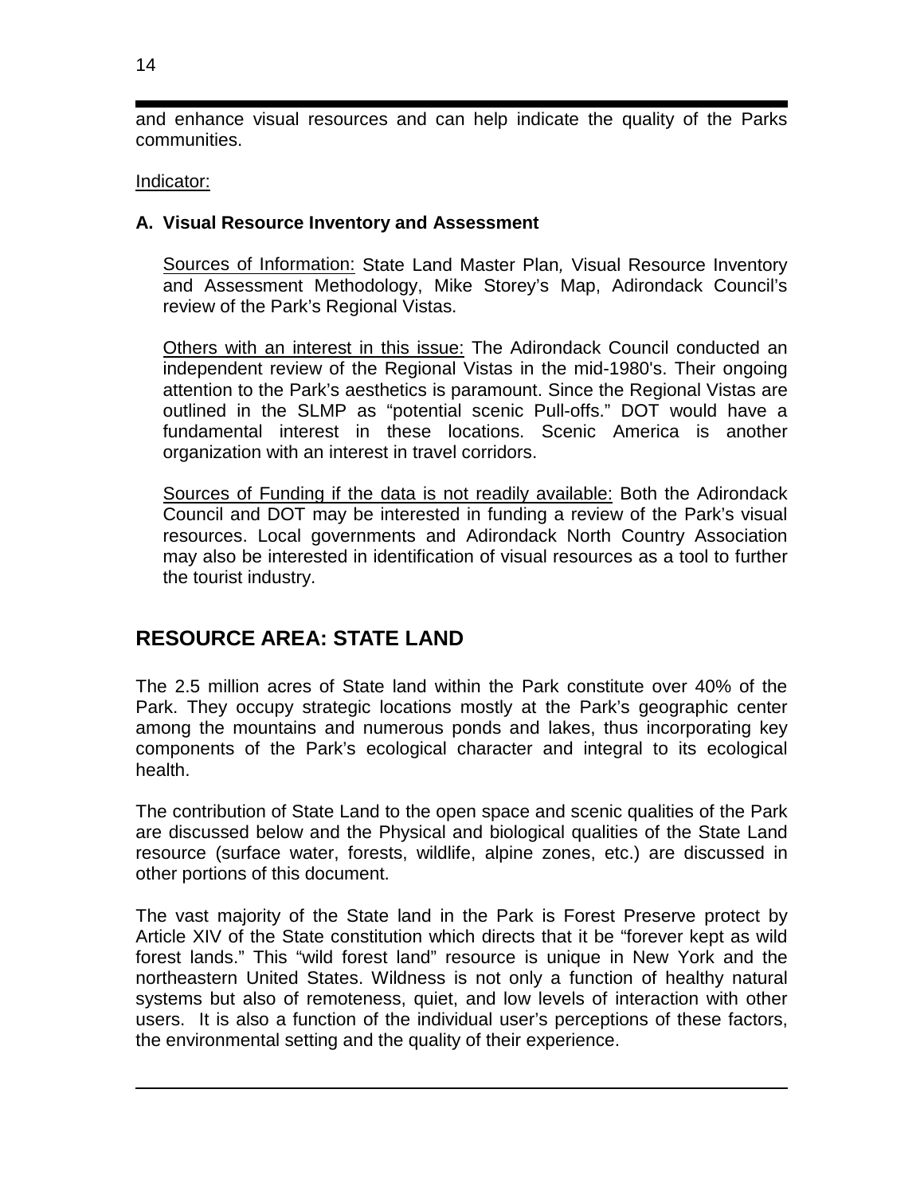and enhance visual resources and can help indicate the quality of the Parks communities.

Indicator:

**A. Visual Resource Inventory and Assessment**

Sources of Information: State Land Master Plan*,* Visual Resource Inventory and Assessment Methodology, Mike Storey's Map, Adirondack Council's review of the Park's Regional Vistas.

Others with an interest in this issue: The Adirondack Council conducted an independent review of the Regional Vistas in the mid-1980's. Their ongoing attention to the Park's aesthetics is paramount. Since the Regional Vistas are outlined in the SLMP as "potential scenic Pull-offs." DOT would have a fundamental interest in these locations. Scenic America is another organization with an interest in travel corridors.

Sources of Funding if the data is not readily available: Both the Adirondack Council and DOT may be interested in funding a review of the Park's visual resources. Local governments and Adirondack North Country Association may also be interested in identification of visual resources as a tool to further the tourist industry.

## RESOURCE AREA: STATE LAND

The 2.5 million acres of State land within the Park constitute over 40% of the Park. They occupy strategic locations mostly at the Park's geographic center among the mountains and numerous ponds and lakes, thus incorporating key components of the Park's ecological character and integral to its ecological health.

The contribution of State Land to the open space and scenic qualities of the Park are discussed below and the Physical and biological qualities of the State Land resource (surface water, forests, wildlife, alpine zones, etc.) are discussed in other portions of this document.

The vast majority of the State land in the Park is Forest Preserve protect by Article XIV of the State constitution which directs that it be "forever kept as wild forest lands." This "wild forest land" resource is unique in New York and the northeastern United States. Wildness is not only a function of healthy natural systems but also of remoteness, quiet, and low levels of interaction with other users. It is also a function of the individual user's perceptions of these factors, the environmental setting and the quality of their experience.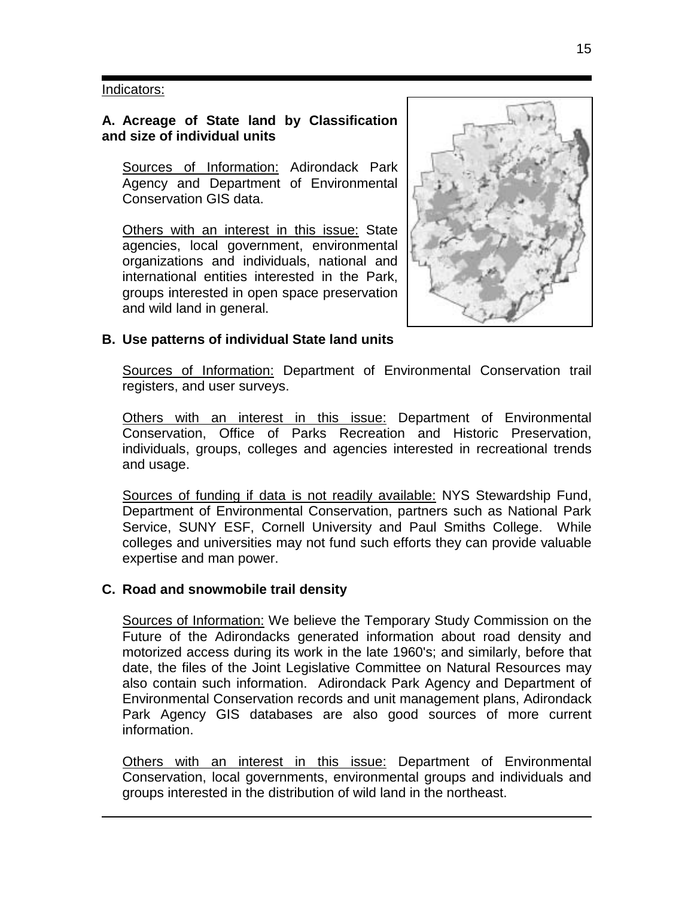Indicators:

**A. Acreage of State land by Classification and size of individual units**

Sources of Information: Adirondack Park Agency and Department of Environmental Conservation GIS data.

Others with an interest in this issue: State agencies, local government, environmental organizations and individuals, national and international entities interested in the Park, groups interested in open space preservation and wild land in general.

**B. Use patterns of individual State land units**

Sources of Information: Department of Environmental Conservation trail registers, and user surveys.

Others with an interest in this issue: Department of Environmental Conservation, Office of Parks Recreation and Historic Preservation, individuals, groups, colleges and agencies interested in recreational trends and usage.

Sources of funding if data is not readily available: NYS Stewardship Fund, Department of Environmental Conservation, partners such as National Park Service, SUNY ESF, Cornell University and Paul Smiths College. While colleges and universities may not fund such efforts they can provide valuable expertise and man power.

**C. Road and snowmobile trail density**

Sources of Information: We believe the Temporary Study Commission on the Future of the Adirondacks generated information about road density and motorized access during its work in the late 1960's; and similarly, before that date, the files of the Joint Legislative Committee on Natural Resources may also contain such information. Adirondack Park Agency and Department of Environmental Conservation records and unit management plans, Adirondack Park Agency GIS databases are also good sources of more current information.

Others with an interest in this issue: Department of Environmental Conservation, local governments, environmental groups and individuals and groups interested in the distribution of wild land in the northeast.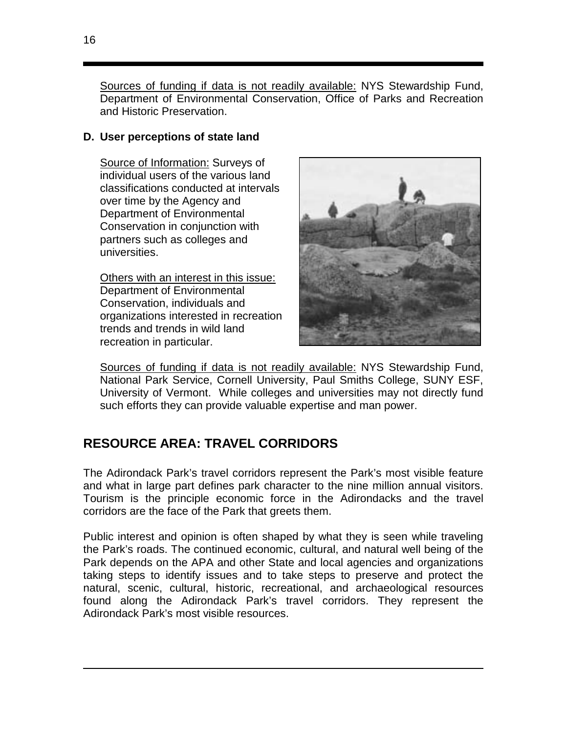Sources of funding if data is not readily available: NYS Stewardship Fund, Department of Environmental Conservation, Office of Parks and Recreation and Historic Preservation.

**D. User perceptions of state land**

Source of Information: Surveys of individual users of the various land classifications conducted at intervals over time by the Agency and Department of Environmental Conservation in conjunction with partners such as colleges and universities.

Others with an interest in this issue: Department of Environmental Conservation, individuals and organizations interested in recreation trends and trends in wild land recreation in particular.

Sources of funding if data is not readily available: NYS Stewardship Fund, National Park Service, Cornell University, Paul Smiths College, SUNY ESF, University of Vermont. While colleges and universities may not directly fund such efforts they can provide valuable expertise and man power.

## RESOURCE AREA: TRAVEL CORRIDORS

The Adirondack Park's travel corridors represent the Park's most visible feature and what in large part defines park character to the nine million annual visitors. Tourism is the principle economic force in the Adirondacks and the travel corridors are the face of the Park that greets them.

Public interest and opinion is often shaped by what they is seen while traveling the Park's roads. The continued economic, cultural, and natural well being of the Park depends on the APA and other State and local agencies and organizations taking steps to identify issues and to take steps to preserve and protect the natural, scenic, cultural, historic, recreational, and archaeological resources found along the Adirondack Park's travel corridors. They represent the Adirondack Park's most visible resources.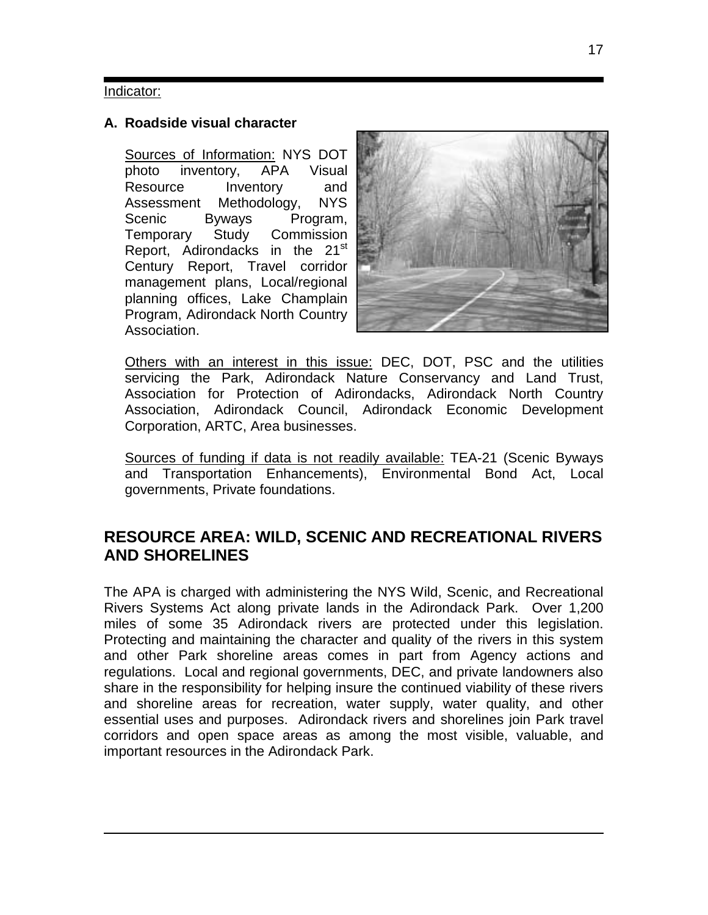Indicator:

**A. Roadside visual character**

Sources of Information: NYS DOT photo inventory, APA Visual Resource Inventory and Assessment Methodology, NYS Scenic Byways Program, Temporary Study Commission Report, Adirondacks in the 21st Century Report, Travel corridor management plans, Local/regional planning offices, Lake Champlain Program, Adirondack North Country Association.

Others with an interest in this issue: DEC, DOT, PSC and the utilities servicing the Park, Adirondack Nature Conservancy and Land Trust, Association for Protection of Adirondacks, Adirondack North Country Association, Adirondack Council, Adirondack Economic Development Corporation, ARTC, Area businesses.

Sources of funding if data is not readily available: TEA-21 (Scenic Byways and Transportation Enhancements), Environmental Bond Act, Local governments, Private foundations.

## RESOURCE AREA: WILD, SCENIC AND RECREATIONAL RIVERS AND SHORELINES

The APA is charged with administering the NYS Wild, Scenic, and Recreational Rivers Systems Act along private lands in the Adirondack Park. Over 1,200 miles of some 35 Adirondack rivers are protected under this legislation. Protecting and maintaining the character and quality of the rivers in this system and other Park shoreline areas comes in part from Agency actions and regulations. Local and regional governments, DEC, and private landowners also share in the responsibility for helping insure the continued viability of these rivers and shoreline areas for recreation, water supply, water quality, and other essential uses and purposes. Adirondack rivers and shorelines join Park travel corridors and open space areas as among the most visible, valuable, and important resources in the Adirondack Park.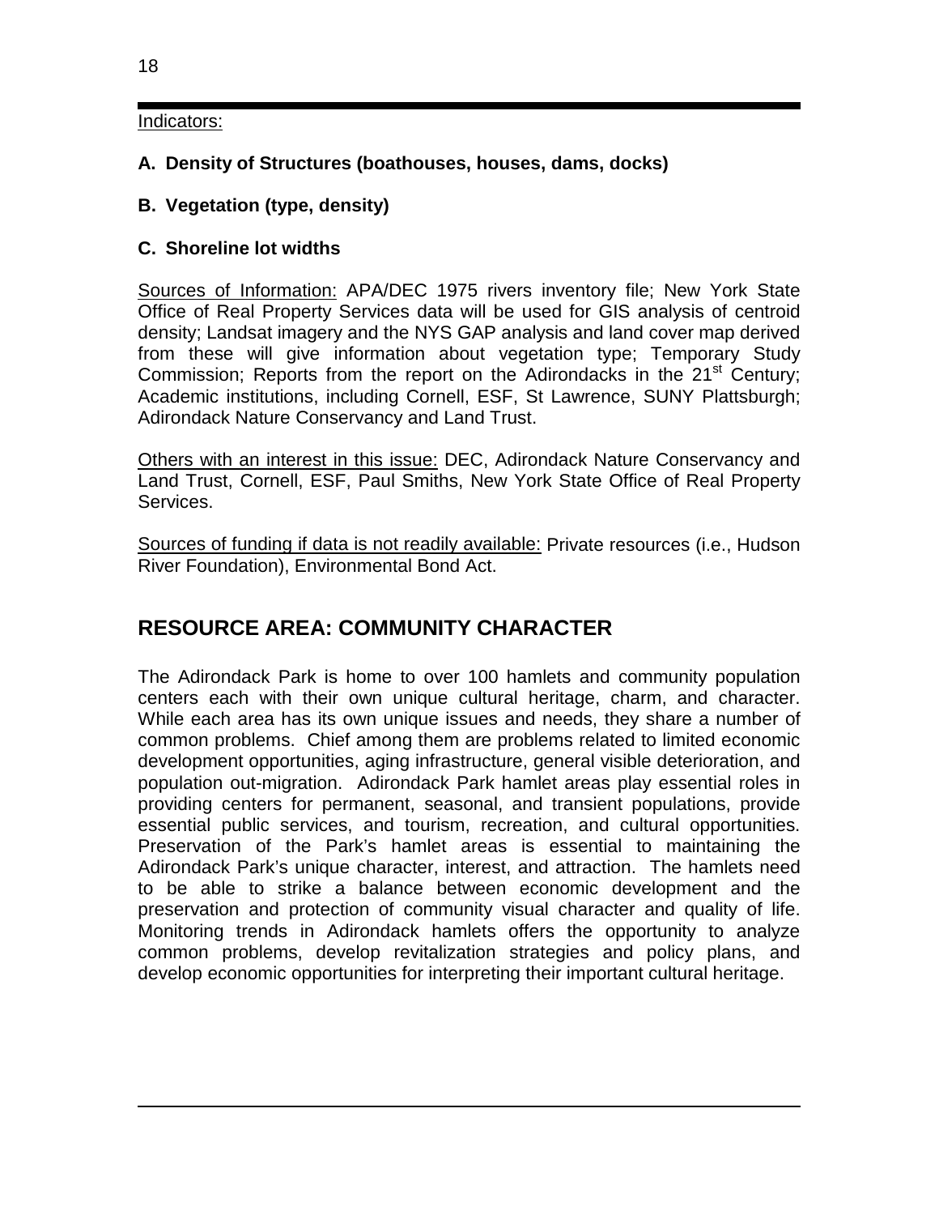Indicators:

**A. Density of Structures (boathouses, houses, dams, docks)**

**B. Vegetation (type, density)**

**C. Shoreline lot widths**

Sources of Information: APA/DEC 1975 rivers inventory file; New York State Office of Real Property Services data will be used for GIS analysis of centroid density; Landsat imagery and the NYS GAP analysis and land cover map derived from these will give information about vegetation type; Temporary Study Commission; Reports from the report on the Adirondacks in the 21st Century; Academic institutions, including Cornell, ESF, St Lawrence, SUNY Plattsburgh; Adirondack Nature Conservancy and Land Trust.

Others with an interest in this issue: DEC, Adirondack Nature Conservancy and Land Trust, Cornell, ESF, Paul Smiths, New York State Office of Real Property Services.

Sources of funding if data is not readily available: Private resources (i.e., Hudson River Foundation), Environmental Bond Act.

## RESOURCE AREA: COMMUNITY CHARACTER

The Adirondack Park is home to over 100 hamlets and community population centers each with their own unique cultural heritage, charm, and character. While each area has its own unique issues and needs, they share a number of common problems. Chief among them are problems related to limited economic development opportunities, aging infrastructure, general visible deterioration, and population out-migration. Adirondack Park hamlet areas play essential roles in providing centers for permanent, seasonal, and transient populations, provide essential public services, and tourism, recreation, and cultural opportunities. Preservation of the Park's hamlet areas is essential to maintaining the Adirondack Park's unique character, interest, and attraction. The hamlets need to be able to strike a balance between economic development and the preservation and protection of community visual character and quality of life. Monitoring trends in Adirondack hamlets offers the opportunity to analyze common problems, develop revitalization strategies and policy plans, and develop economic opportunities for interpreting their important cultural heritage.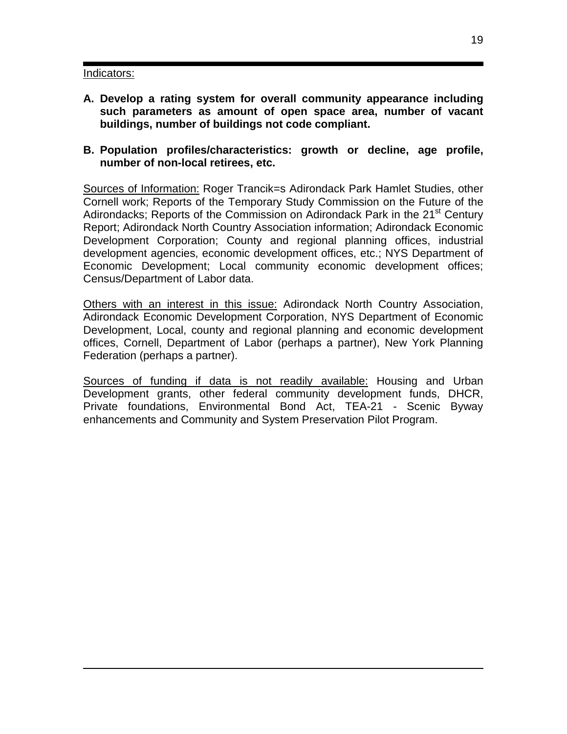Indicators:

**A. Develop a rating system for overall community appearance including such parameters as amount of open space area, number of vacant buildings, number of buildings not code compliant.**

**B. Population profiles/characteristics: growth or decline, age profile, number of non-local retirees, etc.**

Sources of Information: Roger Trancik=s Adirondack Park Hamlet Studies, other Cornell work; Reports of the Temporary Study Commission on the Future of the Adirondacks; Reports of the Commission on Adirondack Park in the 21st Century Report; Adirondack North Country Association information; Adirondack Economic Development Corporation; County and regional planning offices, industrial development agencies, economic development offices, etc.; NYS Department of Economic Development; Local community economic development offices; Census/Department of Labor data.

Others with an interest in this issue: Adirondack North Country Association, Adirondack Economic Development Corporation, NYS Department of Economic Development, Local, county and regional planning and economic development offices, Cornell, Department of Labor (perhaps a partner), New York Planning Federation (perhaps a partner).

Sources of funding if data is not readily available: Housing and Urban Development grants, other federal community development funds, DHCR, Private foundations, Environmental Bond Act, TEA-21 - Scenic Byway enhancements and Community and System Preservation Pilot Program.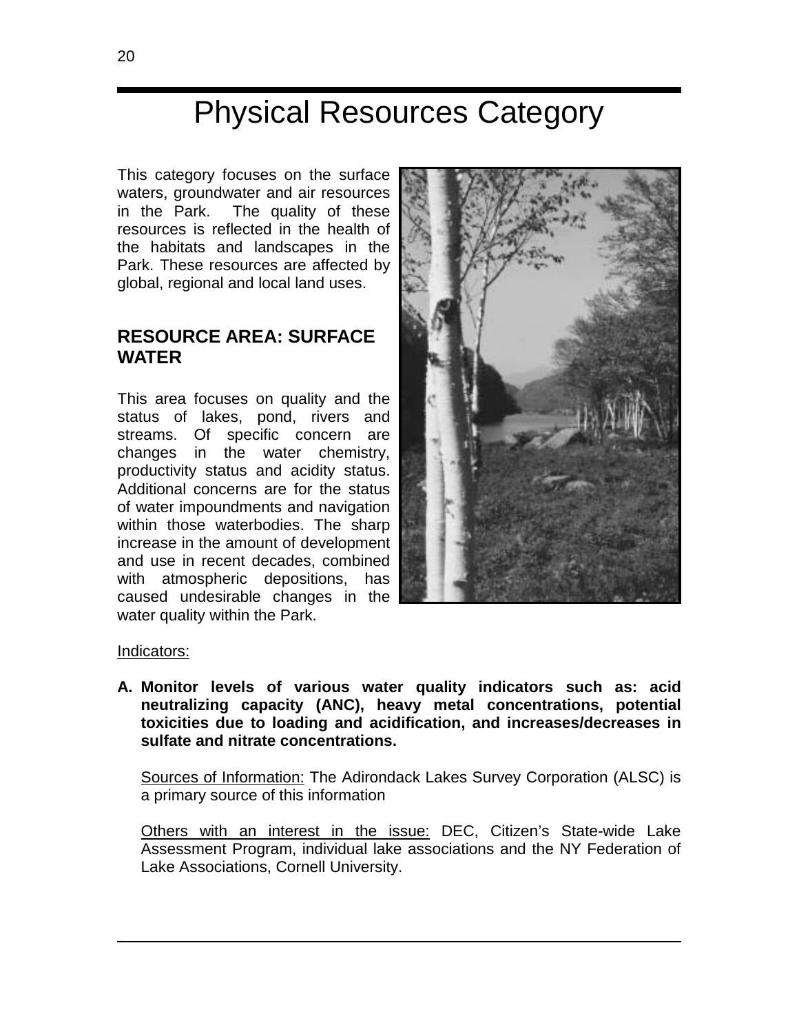# Physical Resources Category

This category focuses on the surface waters, groundwater and air resources in the Park. The quality of these resources is reflected in the health of the habitats and landscapes in the Park. These resources are affected by global, regional and local land uses.

## RESOURCE AREA: SURFACE WATER

This area focuses on quality and the status of lakes, pond, rivers and streams. Of specific concern are changes in the water chemistry, productivity status and acidity status. Additional concerns are for the status of water impoundments and navigation within those waterbodies. The sharp increase in the amount of development and use in recent decades, combined with atmospheric depositions, has caused undesirable changes in the water quality within the Park.

Indicators:

**A. Monitor levels of various water quality indicators such as: acid neutralizing capacity (ANC), heavy metal concentrations, potential toxicities due to loading and acidification, and increases/decreases in sulfate and nitrate concentrations.**

Sources of Information: The Adirondack Lakes Survey Corporation (ALSC) is a primary source of this information

Others with an interest in the issue: DEC, Citizen's State-wide Lake Assessment Program, individual lake associations and the NY Federation of Lake Associations, Cornell University.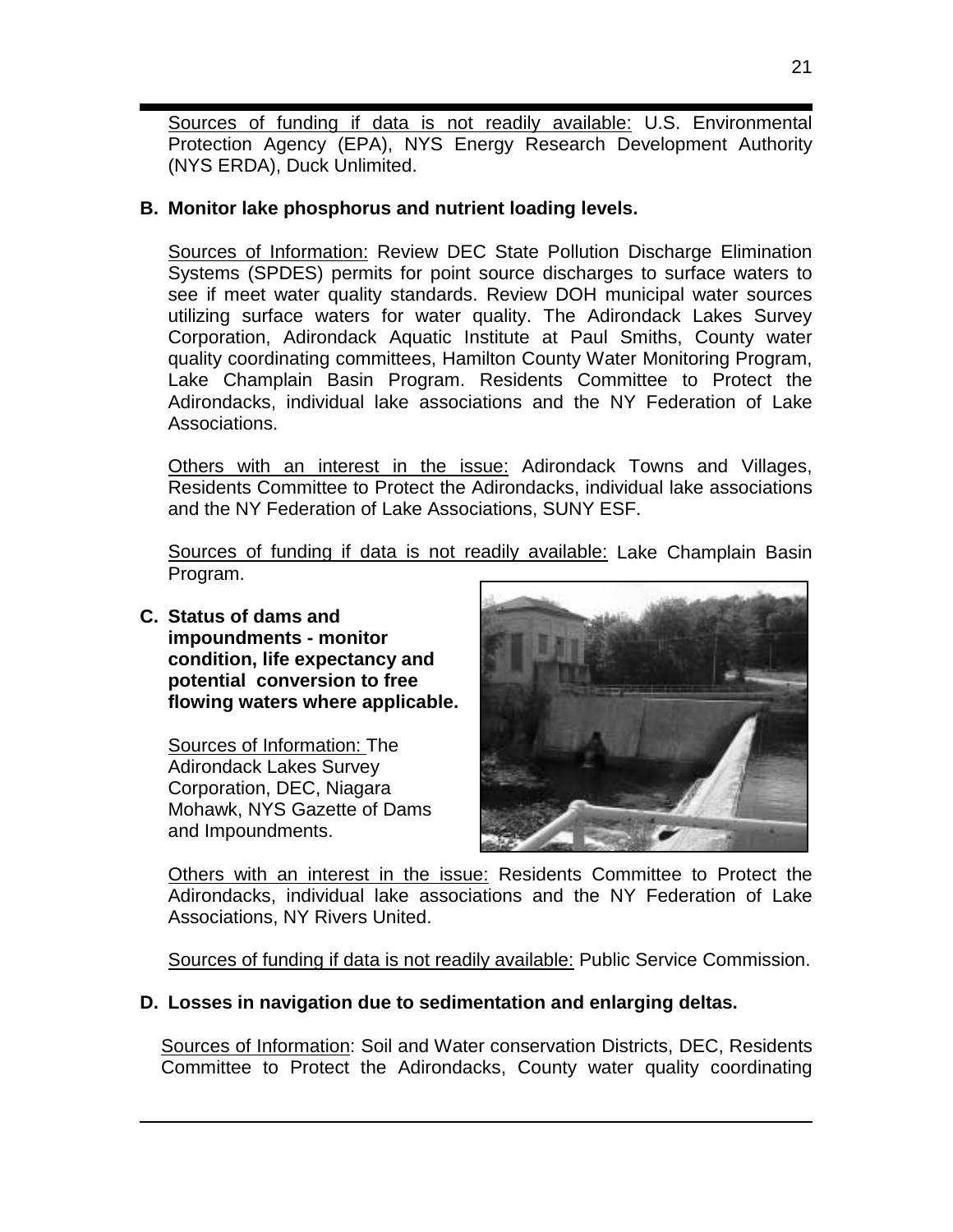Sources of funding if data is not readily available: U.S. Environmental Protection Agency (EPA), NYS Energy Research Development Authority (NYS ERDA), Duck Unlimited.

**B. Monitor lake phosphorus and nutrient loading levels.**

Sources of Information: Review DEC State Pollution Discharge Elimination Systems (SPDES) permits for point source discharges to surface waters to see if meet water quality standards. Review DOH municipal water sources utilizing surface waters for water quality. The Adirondack Lakes Survey Corporation, Adirondack Aquatic Institute at Paul Smiths, County water quality coordinating committees, Hamilton County Water Monitoring Program, Lake Champlain Basin Program. Residents Committee to Protect the Adirondacks, individual lake associations and the NY Federation of Lake Associations.

Others with an interest in the issue: Adirondack Towns and Villages, Residents Committee to Protect the Adirondacks, individual lake associations and the NY Federation of Lake Associations, SUNY ESF.

Sources of funding if data is not readily available: Lake Champlain Basin Program.

**C. Status of dams and impoundments - monitor condition, life expectancy and potential conversion to free flowing waters where applicable.**

Sources of Information: The Adirondack Lakes Survey Corporation, DEC, Niagara Mohawk, NYS Gazette of Dams and Impoundments.

Others with an interest in the issue: Residents Committee to Protect the Adirondacks, individual lake associations and the NY Federation of Lake Associations, NY Rivers United.

Sources of funding if data is not readily available: Public Service Commission.

**D. Losses in navigation due to sedimentation and enlarging deltas.**

Sources of Information: Soil and Water conservation Districts, DEC, Residents Committee to Protect the Adirondacks, County water quality coordinating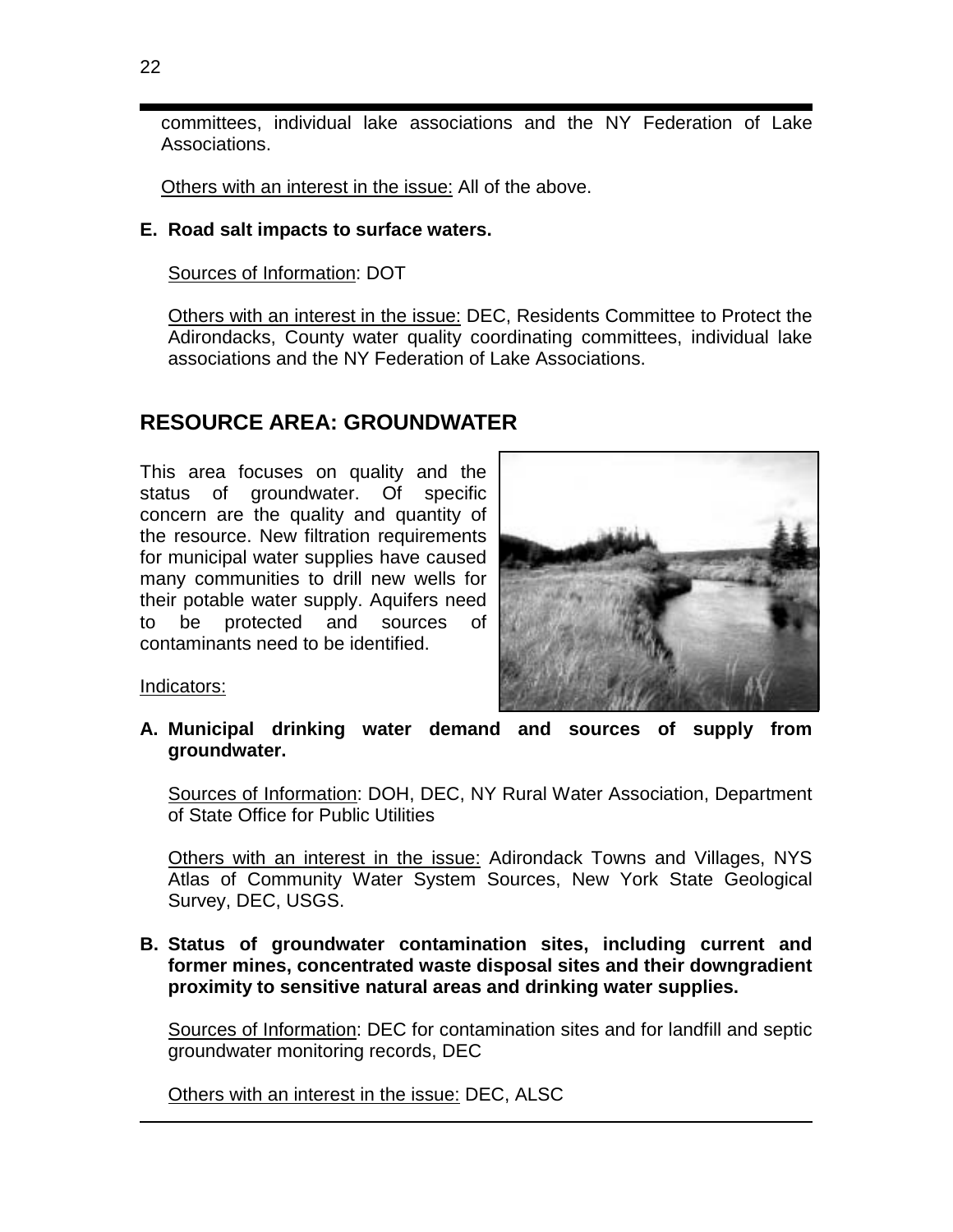committees, individual lake associations and the NY Federation of Lake Associations.

Others with an interest in the issue: All of the above.

**E. Road salt impacts to surface waters.**

Sources of Information: DOT

Others with an interest in the issue: DEC, Residents Committee to Protect the Adirondacks, County water quality coordinating committees, individual lake associations and the NY Federation of Lake Associations.

## RESOURCE AREA: GROUNDWATER

This area focuses on quality and the status of groundwater. Of specific concern are the quality and quantity of the resource. New filtration requirements for municipal water supplies have caused many communities to drill new wells for their potable water supply. Aquifers need to be protected and sources of contaminants need to be identified.

Indicators:

**A. Municipal drinking water demand and sources of supply from groundwater.**

Sources of Information: DOH, DEC, NY Rural Water Association, Department of State Office for Public Utilities

Others with an interest in the issue: Adirondack Towns and Villages, NYS Atlas of Community Water System Sources, New York State Geological Survey, DEC, USGS.

**B. Status of groundwater contamination sites, including current and former mines, concentrated waste disposal sites and their downgradient proximity to sensitive natural areas and drinking water supplies.**

Sources of Information: DEC for contamination sites and for landfill and septic groundwater monitoring records, DEC

Others with an interest in the issue: DEC, ALSC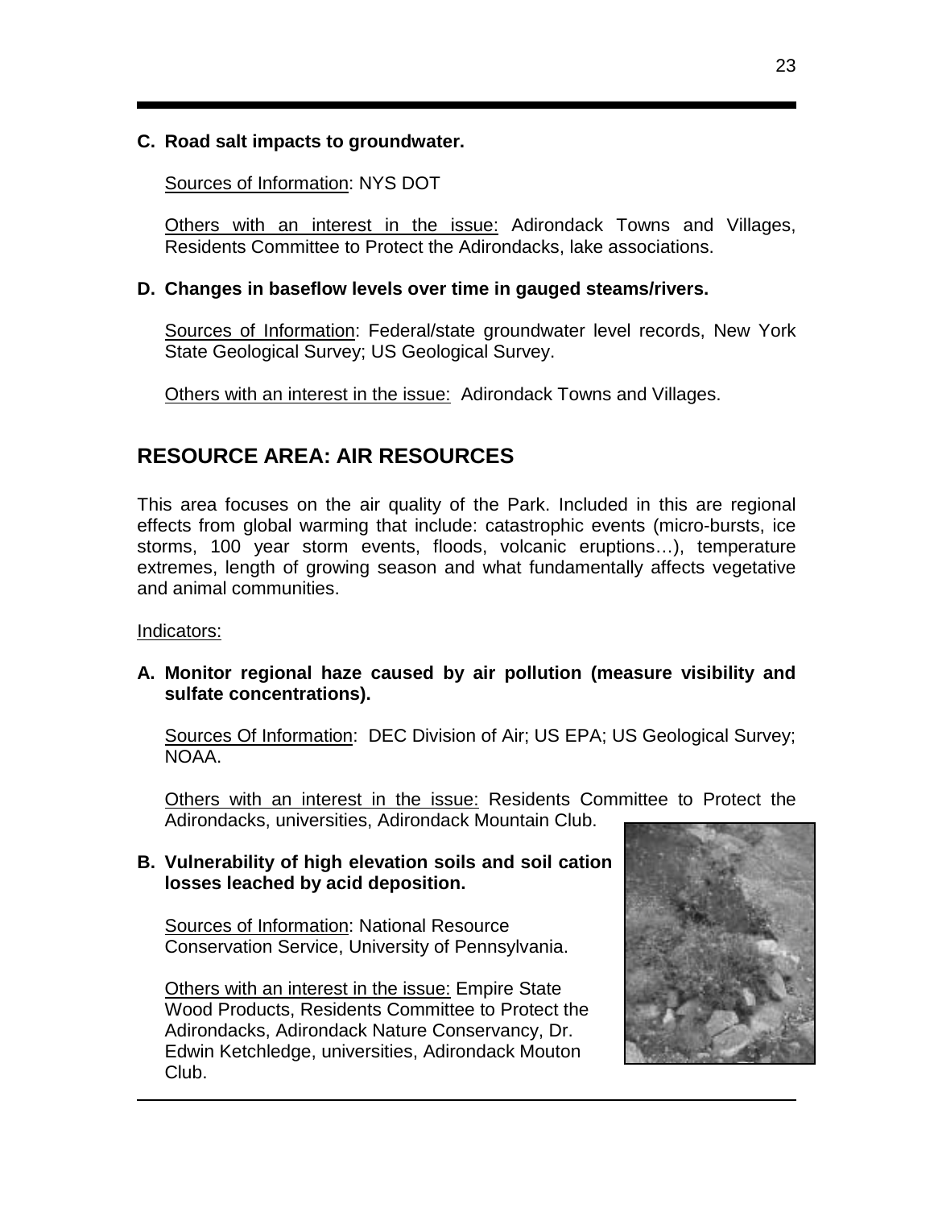**C. Road salt impacts to groundwater.**

Sources of Information: NYS DOT

Others with an interest in the issue: Adirondack Towns and Villages, Residents Committee to Protect the Adirondacks, lake associations.

**D. Changes in baseflow levels over time in gauged steams/rivers.**

Sources of Information: Federal/state groundwater level records, New York State Geological Survey; US Geological Survey.

Others with an interest in the issue: Adirondack Towns and Villages.

## RESOURCE AREA: AIR RESOURCES

This area focuses on the air quality of the Park. Included in this are regional effects from global warming that include: catastrophic events (micro-bursts, ice storms, 100 year storm events, floods, volcanic eruptions…), temperature extremes, length of growing season and what fundamentally affects vegetative and animal communities.

Indicators:

**A. Monitor regional haze caused by air pollution (measure visibility and sulfate concentrations).**

Sources Of Information: DEC Division of Air; US EPA; US Geological Survey; NOAA.

Others with an interest in the issue: Residents Committee to Protect the Adirondacks, universities, Adirondack Mountain Club.

**B. Vulnerability of high elevation soils and soil cation losses leached by acid deposition.**

Sources of Information: National Resource Conservation Service, University of Pennsylvania.

Others with an interest in the issue: Empire State Wood Products, Residents Committee to Protect the Adirondacks, Adirondack Nature Conservancy, Dr. Edwin Ketchledge, universities, Adirondack Mouton Club.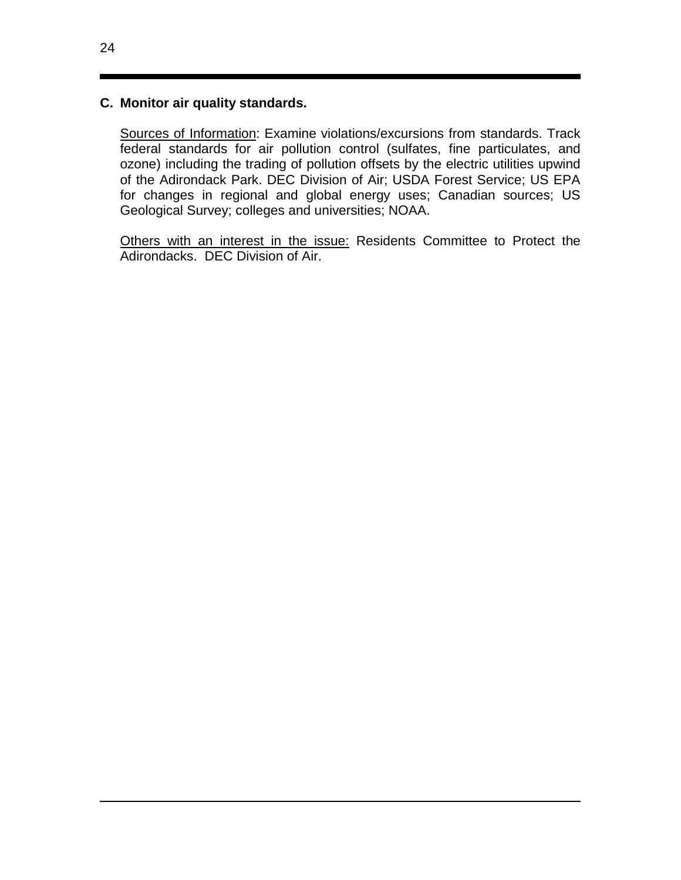**C. Monitor air quality standards.**

Sources of Information: Examine violations/excursions from standards. Track federal standards for air pollution control (sulfates, fine particulates, and ozone) including the trading of pollution offsets by the electric utilities upwind of the Adirondack Park. DEC Division of Air; USDA Forest Service; US EPA for changes in regional and global energy uses; Canadian sources; US Geological Survey; colleges and universities; NOAA.

Others with an interest in the issue: Residents Committee to Protect the Adirondacks. DEC Division of Air.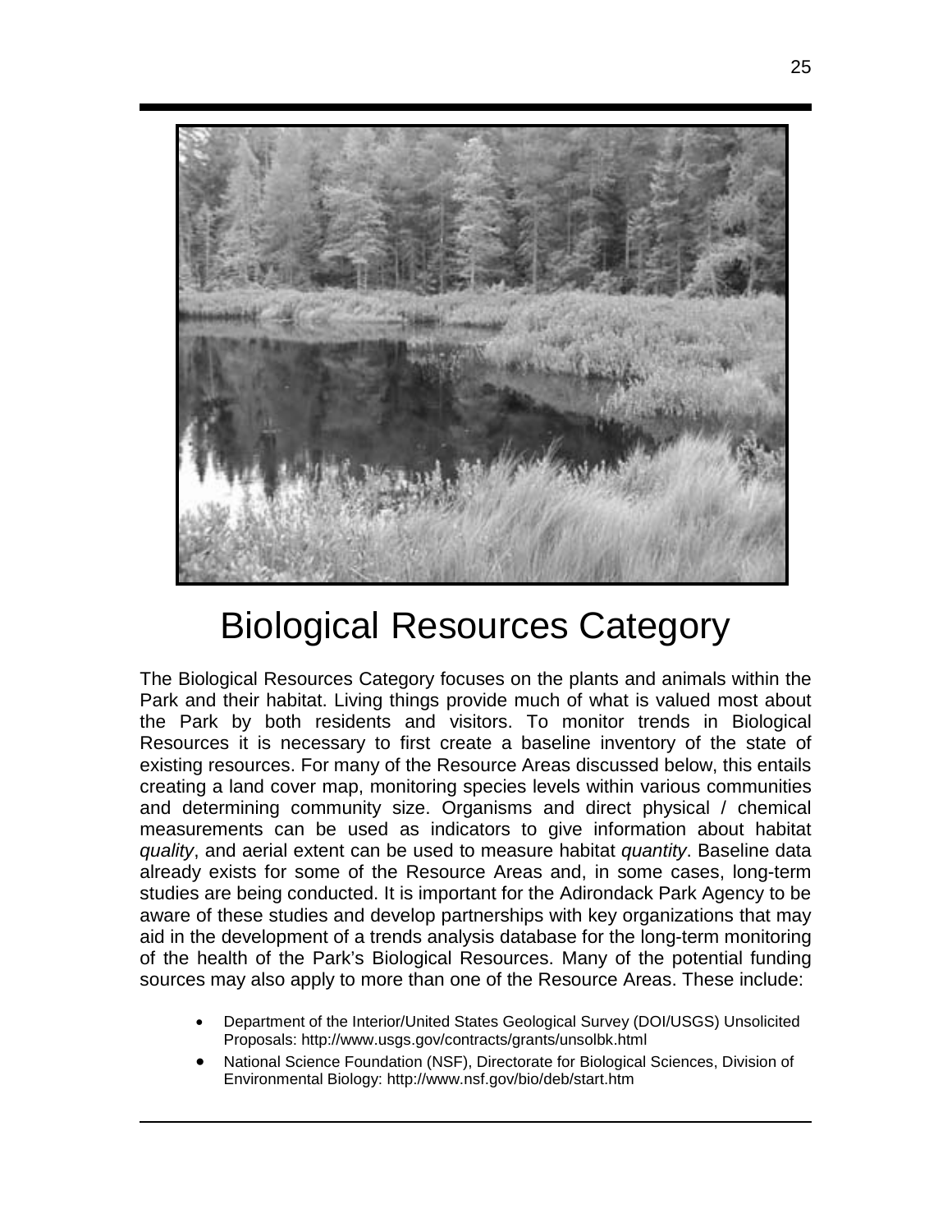# Biological Resources Category

The Biological Resources Category focuses on the plants and animals within the Park and their habitat. Living things provide much of what is valued most about the Park by both residents and visitors. To monitor trends in Biological Resources it is necessary to first create a baseline inventory of the state of existing resources. For many of the Resource Areas discussed below, this entails creating a land cover map, monitoring species levels within various communities and determining community size. Organisms and direct physical / chemical measurements can be used as indicators to give information about habitat *quality*, and aerial extent can be used to measure habitat *quantity*. Baseline data already exists for some of the Resource Areas and, in some cases, long-term studies are being conducted. It is important for the Adirondack Park Agency to be aware of these studies and develop partnerships with key organizations that may aid in the development of a trends analysis database for the long-term monitoring of the health of the Park's Biological Resources. Many of the potential funding sources may also apply to more than one of the Resource Areas. These include:

- Department of the Interior/United States Geological Survey (DOI/USGS) Unsolicited Proposals: http://www.usgs.gov/contracts/grants/unsolbk.html
- National Science Foundation (NSF), Directorate for Biological Sciences, Division of Environmental Biology: http://www.nsf.gov/bio/deb/start.htm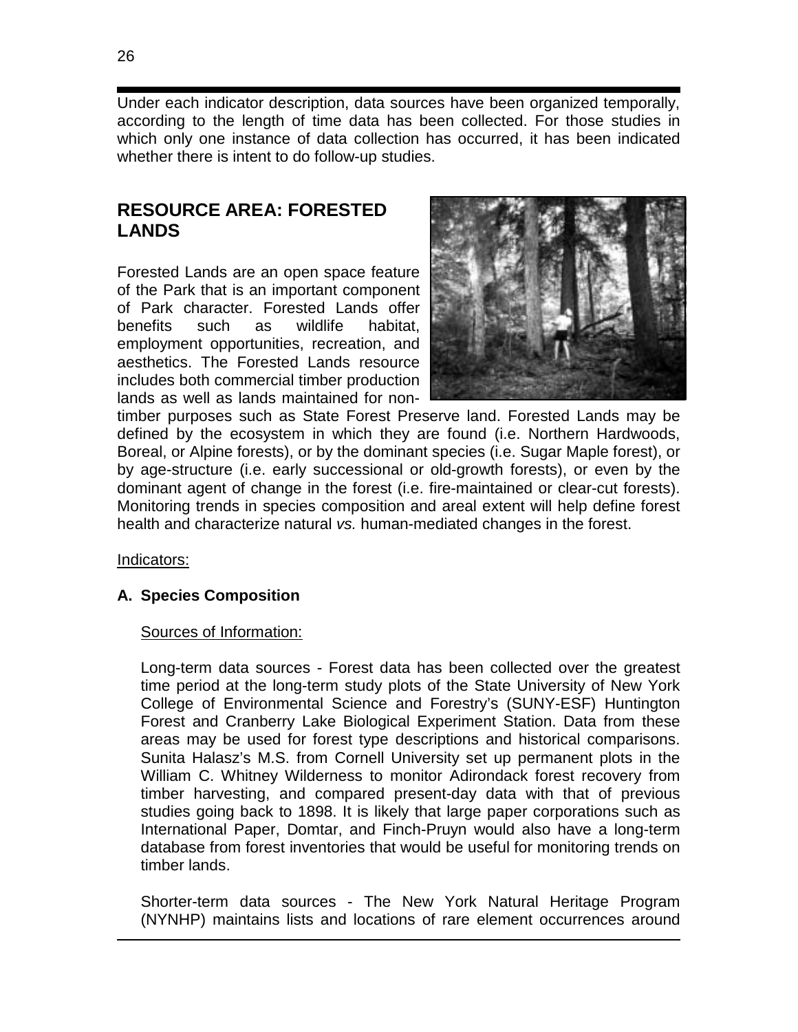Under each indicator description, data sources have been organized temporally, according to the length of time data has been collected. For those studies in which only one instance of data collection has occurred, it has been indicated whether there is intent to do follow-up studies.

## RESOURCE AREA: FORESTED LANDS

Forested Lands are an open space feature of the Park that is an important component of Park character. Forested Lands offer benefits such as wildlife habitat, employment opportunities, recreation, and aesthetics. The Forested Lands resource includes both commercial timber production lands as well as lands maintained for non-timber purposes such as State Forest Preserve land. Forested Lands may be defined by the ecosystem in which they are found (i.e. Northern Hardwoods, Boreal, or Alpine forests), or by the dominant species (i.e. Sugar Maple forest), or by age-structure (i.e. early successional or old-growth forests), or even by the dominant agent of change in the forest (i.e. fire-maintained or clear-cut forests). Monitoring trends in species composition and areal extent will help define forest health and characterize natural *vs.* human-mediated changes in the forest.

Indicators:

**A. Species Composition**

Sources of Information:

Long-term data sources - Forest data has been collected over the greatest time period at the long-term study plots of the State University of New York College of Environmental Science and Forestry's (SUNY-ESF) Huntington Forest and Cranberry Lake Biological Experiment Station. Data from these areas may be used for forest type descriptions and historical comparisons. Sunita Halasz's M.S. from Cornell University set up permanent plots in the William C. Whitney Wilderness to monitor Adirondack forest recovery from timber harvesting, and compared present-day data with that of previous studies going back to 1898. It is likely that large paper corporations such as International Paper, Domtar, and Finch-Pruyn would also have a long-term database from forest inventories that would be useful for monitoring trends on timber lands.

Shorter-term data sources - The New York Natural Heritage Program (NYNHP) maintains lists and locations of rare element occurrences around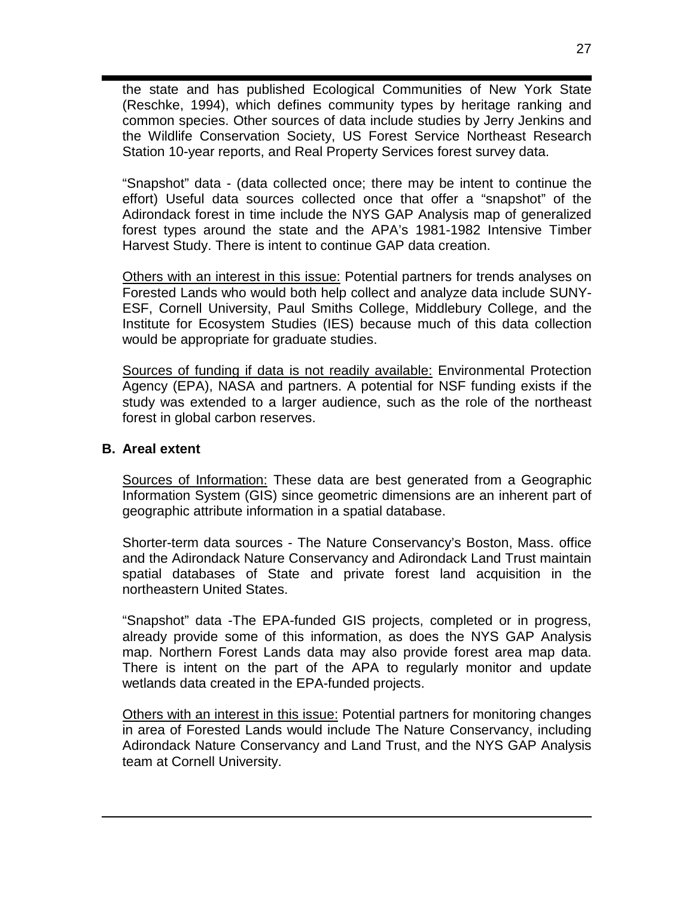the state and has published Ecological Communities of New York State (Reschke, 1994), which defines community types by heritage ranking and common species. Other sources of data include studies by Jerry Jenkins and the Wildlife Conservation Society, US Forest Service Northeast Research Station 10-year reports, and Real Property Services forest survey data.

"Snapshot" data - (data collected once; there may be intent to continue the effort) Useful data sources collected once that offer a "snapshot" of the Adirondack forest in time include the NYS GAP Analysis map of generalized forest types around the state and the APA's 1981-1982 Intensive Timber Harvest Study. There is intent to continue GAP data creation.

<u>Others with an interest in this issue:</u> Potential partners for trends analyses on Forested Lands who would both help collect and analyze data include SUNY-ESF, Cornell University, Paul Smiths College, Middlebury College, and the Institute for Ecosystem Studies (IES) because much of this data collection would be appropriate for graduate studies.

<u>Sources of funding if data is not readily available:</u> Environmental Protection Agency (EPA), NASA and partners. A potential for NSF funding exists if the study was extended to a larger audience, such as the role of the northeast forest in global carbon reserves.

**B. Areal extent**

<u>Sources of Information:</u> These data are best generated from a Geographic Information System (GIS) since geometric dimensions are an inherent part of geographic attribute information in a spatial database.

Shorter-term data sources - The Nature Conservancy's Boston, Mass. office and the Adirondack Nature Conservancy and Adirondack Land Trust maintain spatial databases of State and private forest land acquisition in the northeastern United States.

"Snapshot" data -The EPA-funded GIS projects, completed or in progress, already provide some of this information, as does the NYS GAP Analysis map. Northern Forest Lands data may also provide forest area map data. There is intent on the part of the APA to regularly monitor and update wetlands data created in the EPA-funded projects.

<u>Others with an interest in this issue:</u> Potential partners for monitoring changes in area of Forested Lands would include The Nature Conservancy, including Adirondack Nature Conservancy and Land Trust, and the NYS GAP Analysis team at Cornell University.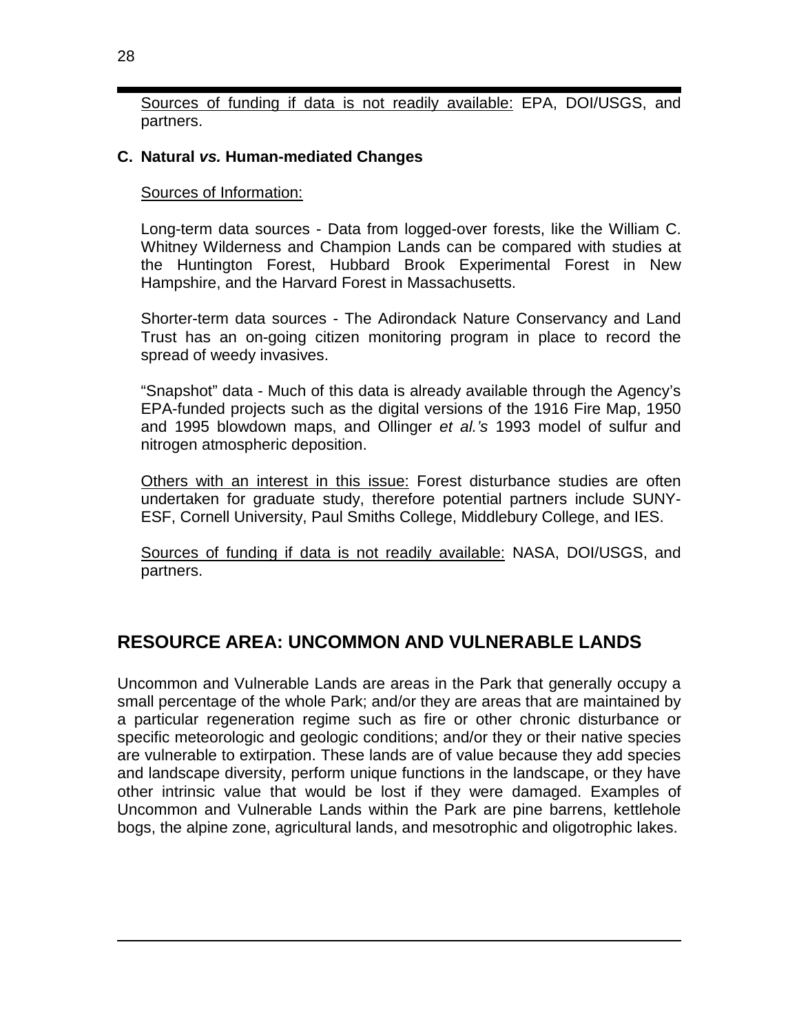Sources of funding if data is not readily available: EPA, DOI/USGS, and partners.

### C. Natural *vs.* Human-mediated Changes

Sources of Information:

Long-term data sources - Data from logged-over forests, like the William C. Whitney Wilderness and Champion Lands can be compared with studies at the Huntington Forest, Hubbard Brook Experimental Forest in New Hampshire, and the Harvard Forest in Massachusetts.

Shorter-term data sources - The Adirondack Nature Conservancy and Land Trust has an on-going citizen monitoring program in place to record the spread of weedy invasives.

"Snapshot" data - Much of this data is already available through the Agency's EPA-funded projects such as the digital versions of the 1916 Fire Map, 1950 and 1995 blowdown maps, and Ollinger *et al.'s* 1993 model of sulfur and nitrogen atmospheric deposition.

Others with an interest in this issue: Forest disturbance studies are often undertaken for graduate study, therefore potential partners include SUNY-ESF, Cornell University, Paul Smiths College, Middlebury College, and IES.

Sources of funding if data is not readily available: NASA, DOI/USGS, and partners.

## RESOURCE AREA: UNCOMMON AND VULNERABLE LANDS

Uncommon and Vulnerable Lands are areas in the Park that generally occupy a small percentage of the whole Park; and/or they are areas that are maintained by a particular regeneration regime such as fire or other chronic disturbance or specific meteorologic and geologic conditions; and/or they or their native species are vulnerable to extirpation. These lands are of value because they add species and landscape diversity, perform unique functions in the landscape, or they have other intrinsic value that would be lost if they were damaged. Examples of Uncommon and Vulnerable Lands within the Park are pine barrens, kettlehole bogs, the alpine zone, agricultural lands, and mesotrophic and oligotrophic lakes.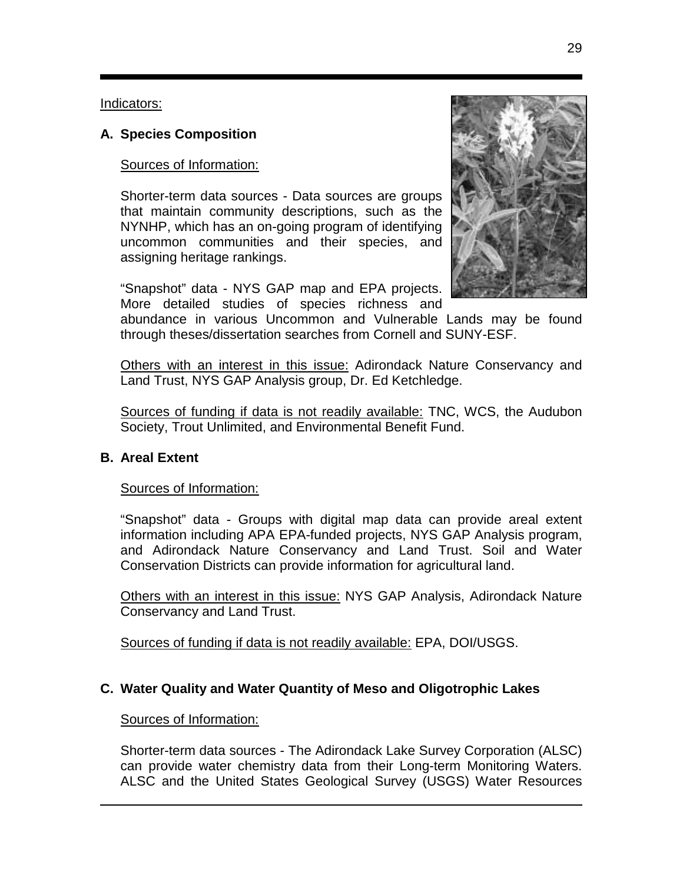Indicators:

**A. Species Composition**

Sources of Information:

Shorter-term data sources - Data sources are groups that maintain community descriptions, such as the NYNHP, which has an on-going program of identifying uncommon communities and their species, and assigning heritage rankings.

"Snapshot" data - NYS GAP map and EPA projects. More detailed studies of species richness and abundance in various Uncommon and Vulnerable Lands may be found through theses/dissertation searches from Cornell and SUNY-ESF.

Others with an interest in this issue: Adirondack Nature Conservancy and Land Trust, NYS GAP Analysis group, Dr. Ed Ketchledge.

Sources of funding if data is not readily available: TNC, WCS, the Audubon Society, Trout Unlimited, and Environmental Benefit Fund.

**B. Areal Extent**

Sources of Information:

"Snapshot" data - Groups with digital map data can provide areal extent information including APA EPA-funded projects, NYS GAP Analysis program, and Adirondack Nature Conservancy and Land Trust. Soil and Water Conservation Districts can provide information for agricultural land.

Others with an interest in this issue: NYS GAP Analysis, Adirondack Nature Conservancy and Land Trust.

Sources of funding if data is not readily available: EPA, DOI/USGS.

**C. Water Quality and Water Quantity of Meso and Oligotrophic Lakes**

Sources of Information:

Shorter-term data sources - The Adirondack Lake Survey Corporation (ALSC) can provide water chemistry data from their Long-term Monitoring Waters. ALSC and the United States Geological Survey (USGS) Water Resources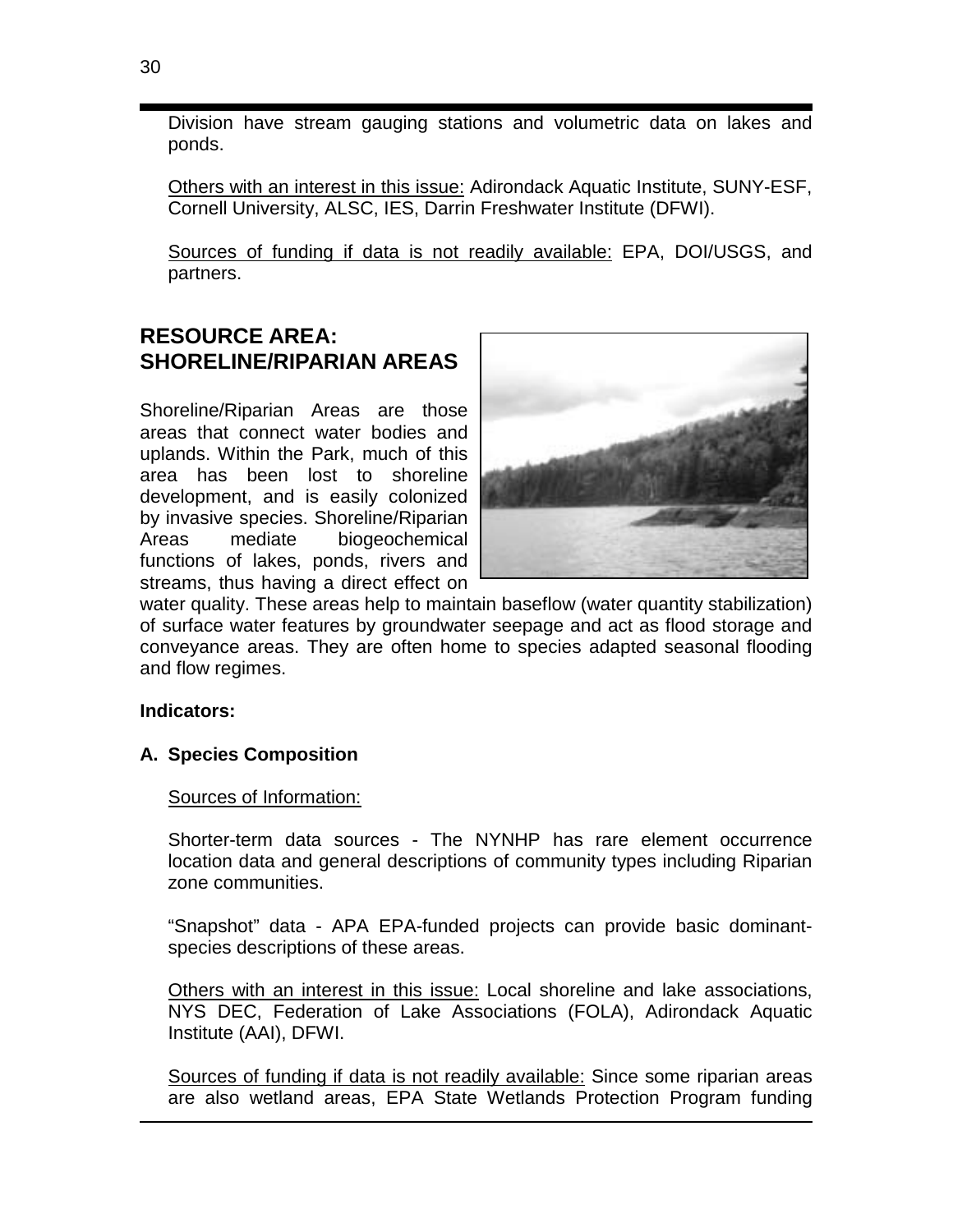Division have stream gauging stations and volumetric data on lakes and ponds.

Others with an interest in this issue: Adirondack Aquatic Institute, SUNY-ESF, Cornell University, ALSC, IES, Darrin Freshwater Institute (DFWI).

Sources of funding if data is not readily available: EPA, DOI/USGS, and partners.

## RESOURCE AREA: SHORELINE/RIPARIAN AREAS

Shoreline/Riparian Areas are those areas that connect water bodies and uplands. Within the Park, much of this area has been lost to shoreline development, and is easily colonized by invasive species. Shoreline/Riparian Areas mediate biogeochemical functions of lakes, ponds, rivers and streams, thus having a direct effect on water quality. These areas help to maintain baseflow (water quantity stabilization) of surface water features by groundwater seepage and act as flood storage and conveyance areas. They are often home to species adapted seasonal flooding and flow regimes.

**Indicators:**

**A. Species Composition**

Sources of Information:

Shorter-term data sources - The NYNHP has rare element occurrence location data and general descriptions of community types including Riparian zone communities.

"Snapshot" data - APA EPA-funded projects can provide basic dominant-species descriptions of these areas.

Others with an interest in this issue: Local shoreline and lake associations, NYS DEC, Federation of Lake Associations (FOLA), Adirondack Aquatic Institute (AAI), DFWI.

Sources of funding if data is not readily available: Since some riparian areas are also wetland areas, EPA State Wetlands Protection Program funding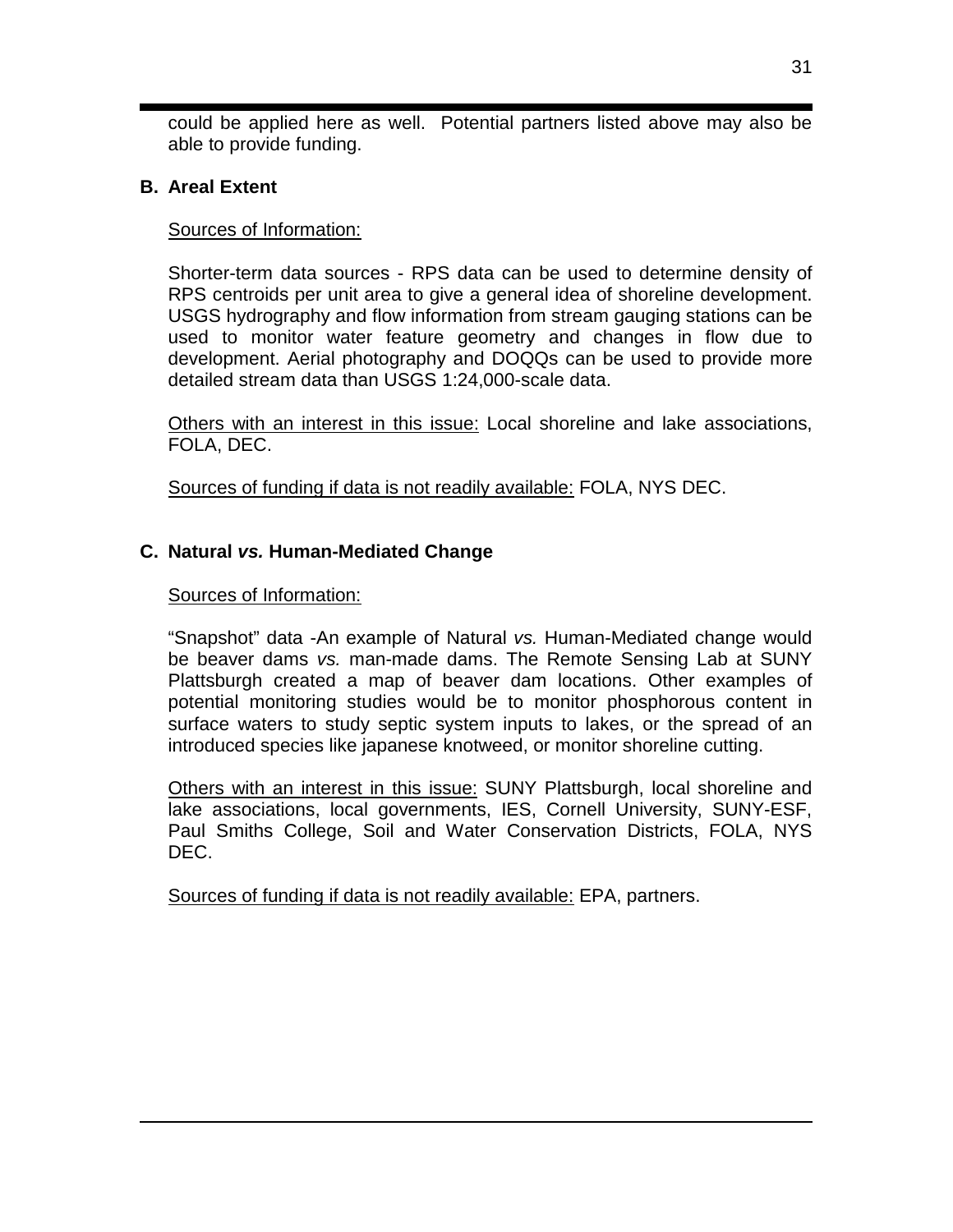could be applied here as well. Potential partners listed above may also be able to provide funding.

### B. Areal Extent

Sources of Information:

Shorter-term data sources - RPS data can be used to determine density of RPS centroids per unit area to give a general idea of shoreline development. USGS hydrography and flow information from stream gauging stations can be used to monitor water feature geometry and changes in flow due to development. Aerial photography and DOQQs can be used to provide more detailed stream data than USGS 1:24,000-scale data.

Others with an interest in this issue: Local shoreline and lake associations, FOLA, DEC.

Sources of funding if data is not readily available: FOLA, NYS DEC.

### C. Natural *vs.* Human-Mediated Change

Sources of Information:

"Snapshot" data -An example of Natural *vs.* Human-Mediated change would be beaver dams *vs.* man-made dams. The Remote Sensing Lab at SUNY Plattsburgh created a map of beaver dam locations. Other examples of potential monitoring studies would be to monitor phosphorous content in surface waters to study septic system inputs to lakes, or the spread of an introduced species like japanese knotweed, or monitor shoreline cutting.

Others with an interest in this issue: SUNY Plattsburgh, local shoreline and lake associations, local governments, IES, Cornell University, SUNY-ESF, Paul Smiths College, Soil and Water Conservation Districts, FOLA, NYS DEC.

Sources of funding if data is not readily available: EPA, partners.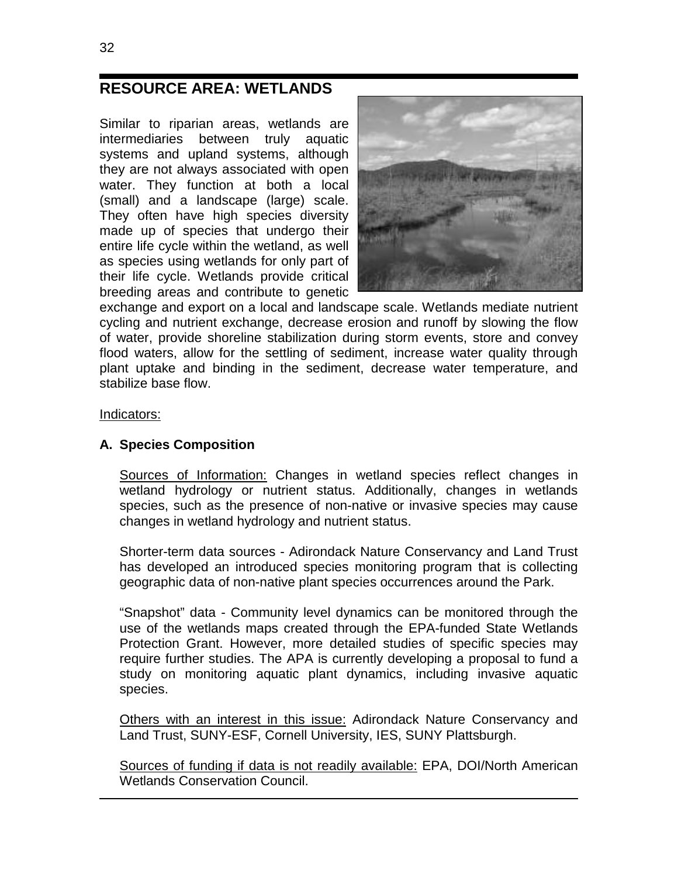## RESOURCE AREA: WETLANDS

Similar to riparian areas, wetlands are intermediaries between truly aquatic systems and upland systems, although they are not always associated with open water. They function at both a local (small) and a landscape (large) scale. They often have high species diversity made up of species that undergo their entire life cycle within the wetland, as well as species using wetlands for only part of their life cycle. Wetlands provide critical breeding areas and contribute to genetic exchange and export on a local and landscape scale. Wetlands mediate nutrient cycling and nutrient exchange, decrease erosion and runoff by slowing the flow of water, provide shoreline stabilization during storm events, store and convey flood waters, allow for the settling of sediment, increase water quality through plant uptake and binding in the sediment, decrease water temperature, and stabilize base flow.

Indicators:

### A. Species Composition

Sources of Information: Changes in wetland species reflect changes in wetland hydrology or nutrient status. Additionally, changes in wetlands species, such as the presence of non-native or invasive species may cause changes in wetland hydrology and nutrient status.

Shorter-term data sources - Adirondack Nature Conservancy and Land Trust has developed an introduced species monitoring program that is collecting geographic data of non-native plant species occurrences around the Park.

"Snapshot" data - Community level dynamics can be monitored through the use of the wetlands maps created through the EPA-funded State Wetlands Protection Grant. However, more detailed studies of specific species may require further studies. The APA is currently developing a proposal to fund a study on monitoring aquatic plant dynamics, including invasive aquatic species.

Others with an interest in this issue: Adirondack Nature Conservancy and Land Trust, SUNY-ESF, Cornell University, IES, SUNY Plattsburgh.

Sources of funding if data is not readily available: EPA, DOI/North American Wetlands Conservation Council.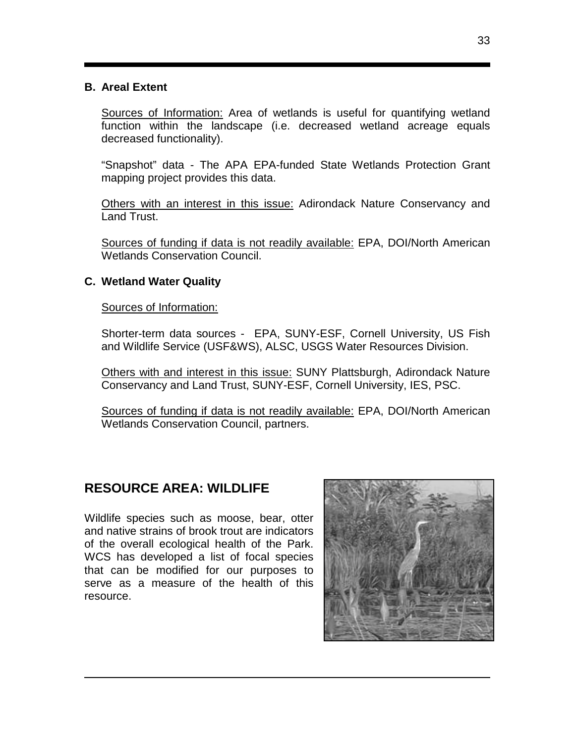### B. Areal Extent

Sources of Information: Area of wetlands is useful for quantifying wetland function within the landscape (i.e. decreased wetland acreage equals decreased functionality).

"Snapshot" data - The APA EPA-funded State Wetlands Protection Grant mapping project provides this data.

Others with an interest in this issue: Adirondack Nature Conservancy and Land Trust.

Sources of funding if data is not readily available: EPA, DOI/North American Wetlands Conservation Council.

### C. Wetland Water Quality

Sources of Information:

Shorter-term data sources - EPA, SUNY-ESF, Cornell University, US Fish and Wildlife Service (USF&WS), ALSC, USGS Water Resources Division.

Others with and interest in this issue: SUNY Plattsburgh, Adirondack Nature Conservancy and Land Trust, SUNY-ESF, Cornell University, IES, PSC.

Sources of funding if data is not readily available: EPA, DOI/North American Wetlands Conservation Council, partners.

## RESOURCE AREA: WILDLIFE

Wildlife species such as moose, bear, otter and native strains of brook trout are indicators of the overall ecological health of the Park. WCS has developed a list of focal species that can be modified for our purposes to serve as a measure of the health of this resource.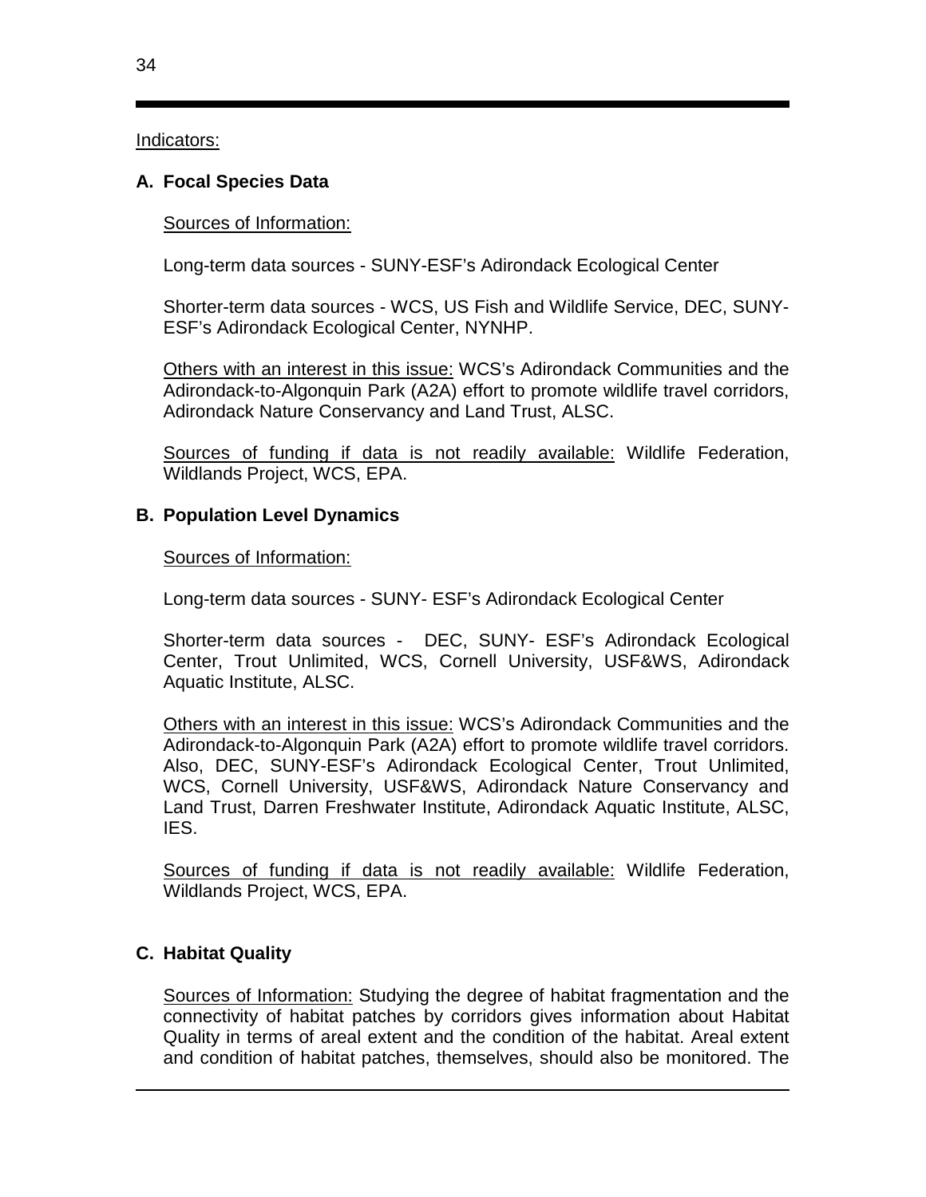Indicators:

### A. Focal Species Data

Sources of Information:

Long-term data sources - SUNY-ESF's Adirondack Ecological Center

Shorter-term data sources - WCS, US Fish and Wildlife Service, DEC, SUNY-ESF's Adirondack Ecological Center, NYNHP.

Others with an interest in this issue: WCS's Adirondack Communities and the Adirondack-to-Algonquin Park (A2A) effort to promote wildlife travel corridors, Adirondack Nature Conservancy and Land Trust, ALSC.

Sources of funding if data is not readily available: Wildlife Federation, Wildlands Project, WCS, EPA.

### B. Population Level Dynamics

Sources of Information:

Long-term data sources - SUNY- ESF's Adirondack Ecological Center

Shorter-term data sources - DEC, SUNY- ESF's Adirondack Ecological Center, Trout Unlimited, WCS, Cornell University, USF&WS, Adirondack Aquatic Institute, ALSC.

Others with an interest in this issue: WCS's Adirondack Communities and the Adirondack-to-Algonquin Park (A2A) effort to promote wildlife travel corridors. Also, DEC, SUNY-ESF's Adirondack Ecological Center, Trout Unlimited, WCS, Cornell University, USF&WS, Adirondack Nature Conservancy and Land Trust, Darren Freshwater Institute, Adirondack Aquatic Institute, ALSC, IES.

Sources of funding if data is not readily available: Wildlife Federation, Wildlands Project, WCS, EPA.

### C. Habitat Quality

Sources of Information: Studying the degree of habitat fragmentation and the connectivity of habitat patches by corridors gives information about Habitat Quality in terms of areal extent and the condition of the habitat. Areal extent and condition of habitat patches, themselves, should also be monitored. The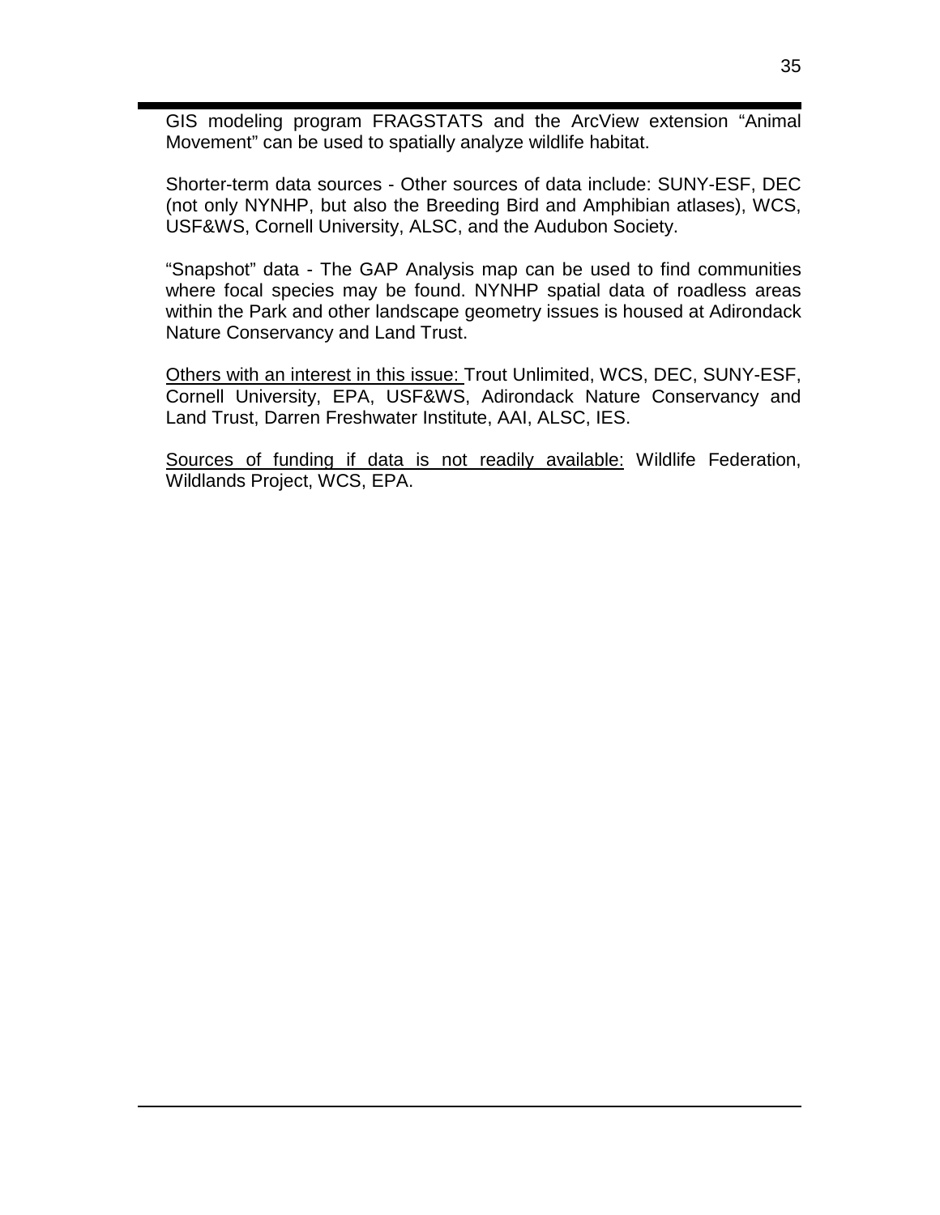GIS modeling program FRAGSTATS and the ArcView extension "Animal Movement" can be used to spatially analyze wildlife habitat.

Shorter-term data sources - Other sources of data include: SUNY-ESF, DEC (not only NYNHP, but also the Breeding Bird and Amphibian atlases), WCS, USF&WS, Cornell University, ALSC, and the Audubon Society.

"Snapshot" data - The GAP Analysis map can be used to find communities where focal species may be found. NYNHP spatial data of roadless areas within the Park and other landscape geometry issues is housed at Adirondack Nature Conservancy and Land Trust.

<u>Others with an interest in this issue:</u> Trout Unlimited, WCS, DEC, SUNY-ESF, Cornell University, EPA, USF&WS, Adirondack Nature Conservancy and Land Trust, Darren Freshwater Institute, AAI, ALSC, IES.

<u>Sources of funding if data is not readily available:</u> Wildlife Federation, Wildlands Project, WCS, EPA.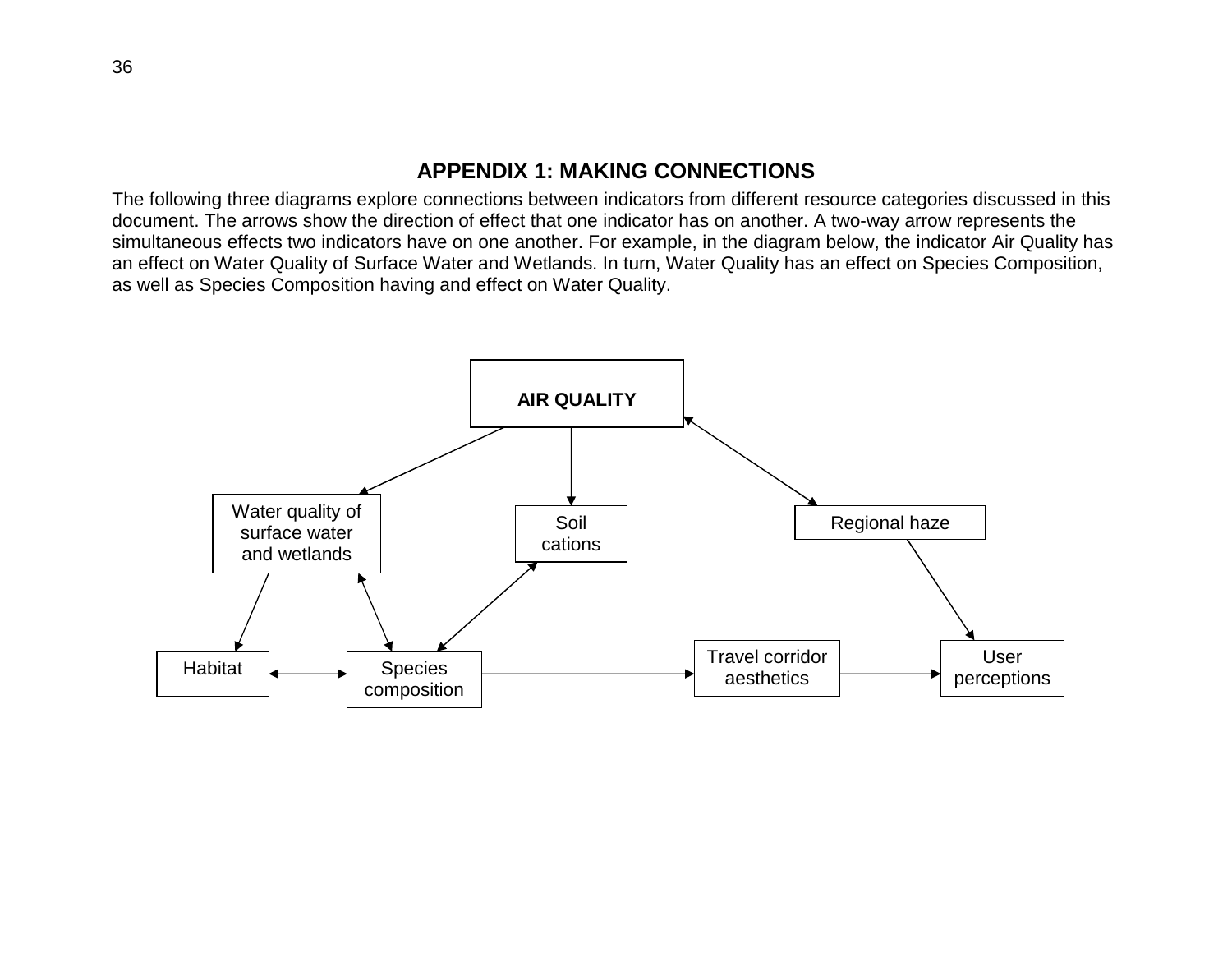## APPENDIX 1: MAKING CONNECTIONS

The following three diagrams explore connections between indicators from different resource categories discussed in this document. The arrows show the direction of effect that one indicator has on another. A two-way arrow represents the simultaneous effects two indicators have on one another. For example, in the diagram below, the indicator Air Quality has an effect on Water Quality of Surface Water and Wetlands. In turn, Water Quality has an effect on Species Composition, as well as Species Composition having and effect on Water Quality.

**AIR QUALITY**

Water quality of surface water and wetlands

Soil cations

Regional haze

Habitat

Species composition

Travel corridor aesthetics

User perceptions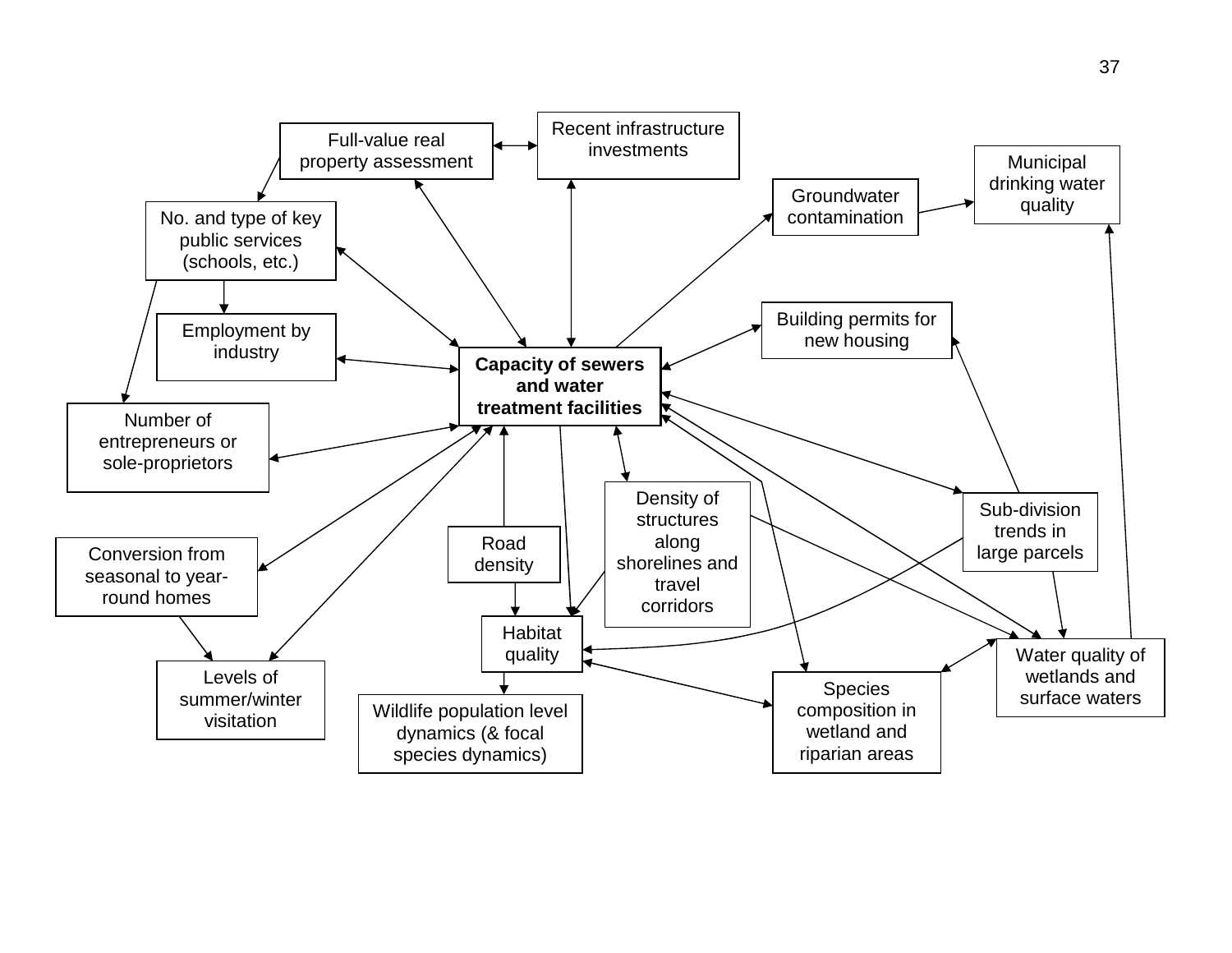Full-value real property assessment

Recent infrastructure investments

Municipal drinking water quality

Groundwater contamination

No. and type of key public services (schools, etc.)

Employment by industry

Building permits for new housing

**Capacity of sewers and water treatment facilities**

Number of entrepreneurs or sole-proprietors

Density of structures along shorelines and travel corridors

Sub-division trends in large parcels

Road density

Conversion from seasonal to year-round homes

Habitat quality

Water quality of wetlands and surface waters

Levels of summer/winter visitation

Species composition in wetland and riparian areas

Wildlife population level dynamics (& focal species dynamics)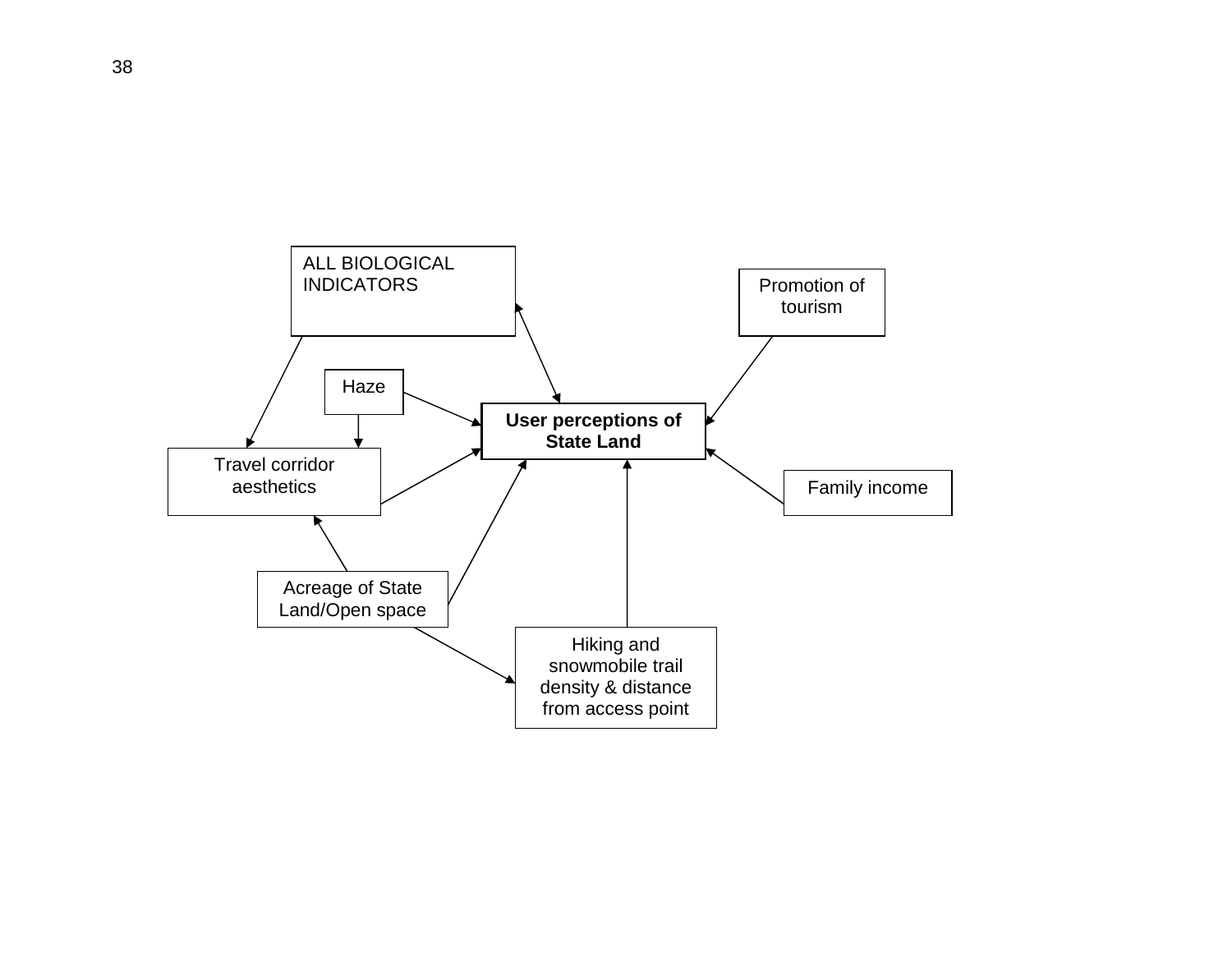ALL BIOLOGICAL INDICATORS

Promotion of tourism

Haze

**User perceptions of State Land**

Travel corridor aesthetics

Family income

Acreage of State Land/Open space

Hiking and snowmobile trail density & distance from access point